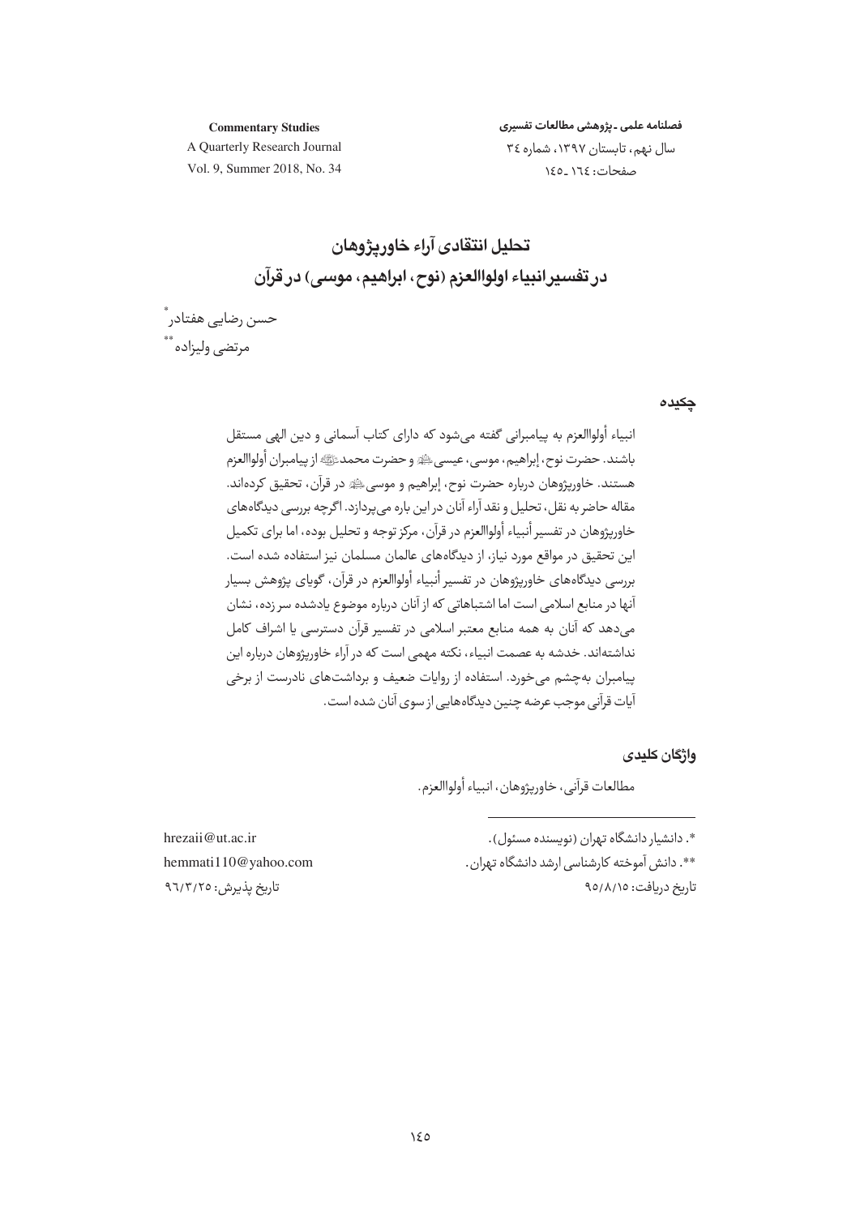# تحلیل انتقادی آراء خاورپژوهان
## در تفسیر انبیاء اولواالعزم (نوح، ابراهیم، موسی) در قرآن

حسن رضایی هفتادر[*]
مرتضی ولیزاده[**]

### چکیده

انبیاء أولواالعزم به پیامبرانی گفته می‌شود که دارای کتاب آسمانی و دین الهی مستقل باشند. حضرت نوح، إبراهیم، موسی، عیسی ﷺ و حضرت محمد ﷺ از پیامبران أولواالعزم هستند. خاورپژوهان درباره حضرت نوح، إبراهیم و موسی ﷺ در قرآن، تحقیق کرده‌اند. مقاله حاضر به نقل، تحلیل و نقد آراء آنان در این باره می‌پردازد. اگرچه بررسی دیدگاه‌های خاورپژوهان در تفسیر أنبیاء أولواالعزم در قرآن، مرکز توجه و تحلیل بوده، اما برای تکمیل این تحقیق در مواقع مورد نیاز، از دیدگاه‌های عالمان مسلمان نیز استفاده شده است. بررسی دیدگاه‌های خاورپژوهان در تفسیر أنبیاء أولواالعزم در قرآن، گویای پژوهش بسیار آنها در منابع اسلامی است اما اشتباهاتی که از آنان درباره موضوع یادشده سر زده، نشان می‌دهد که آنان به همه منابع معتبر اسلامی در تفسیر قرآن دسترسی یا اشراف کامل نداشته‌اند. خدشه به عصمت انبیاء، نکته مهمی است که در آراء خاورپژوهان درباره این پیامبران به‌چشم می‌خورد. استفاده از روایات ضعیف و برداشت‌های نادرست از برخی آیات قرآنی موجب عرضه چنین دیدگاه‌هایی از سوی آنان شده است.

### واژگان کلیدی

مطالعات قرآنی، خاورپژوهان، انبیاء أولواالعزم.

---

*. دانشیار دانشگاه تهران (نویسنده مسئول).
hrezaii@ut.ac.ir

**. دانش آموخته کارشناسی ارشد دانشگاه تهران.
hemmati110@yahoo.com

تاریخ دریافت: ۹۵/۸/۱۵
تاریخ پذیرش: ۹۶/۳/۲۵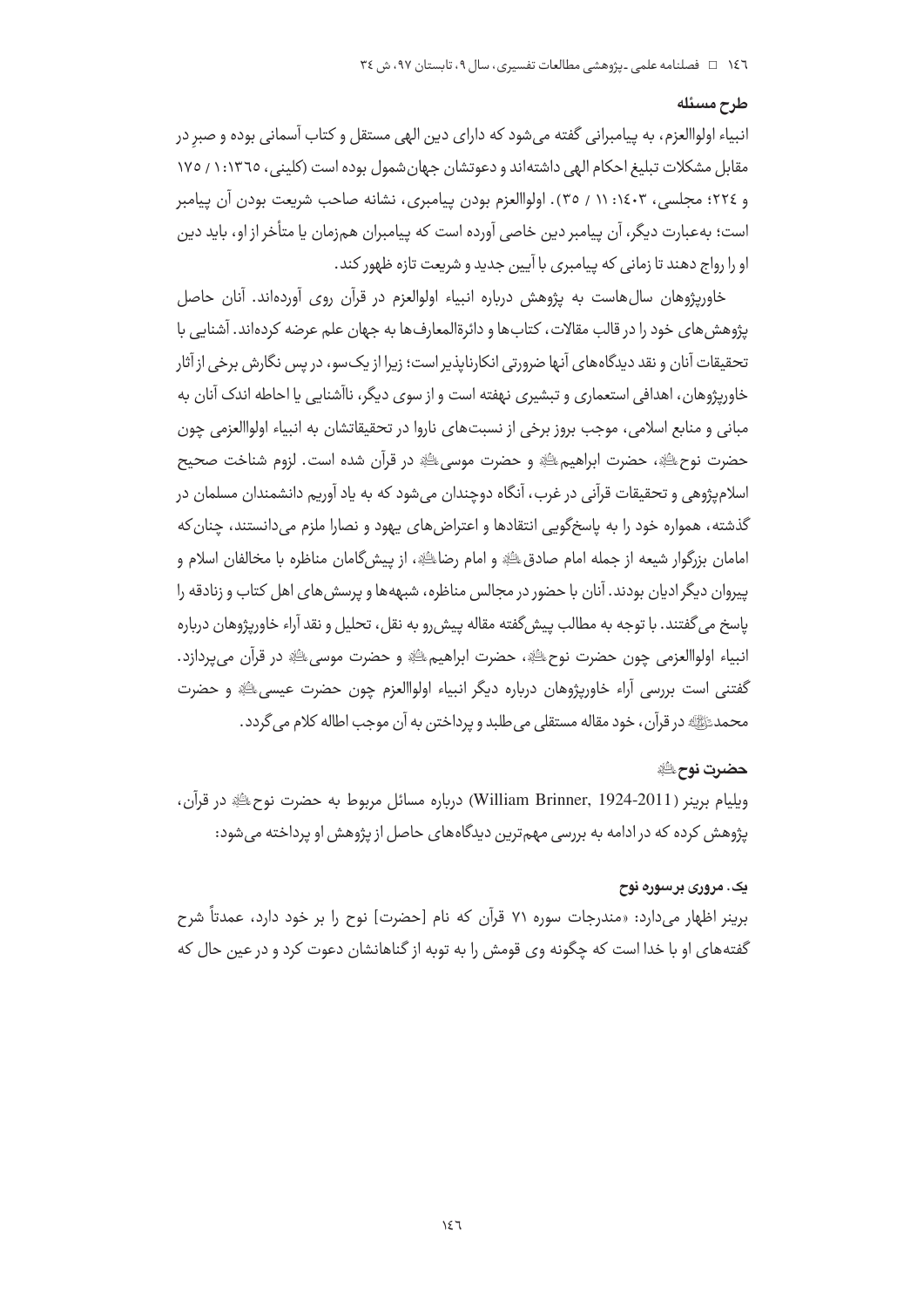### طرح مسئله

انبیاء اولواالعزم، به پیامبرانی گفته می‌شود که دارای دین الهی مستقل و کتاب آسمانی بوده و صبرِ در مقابل مشکلات تبلیغ احکام الهی داشته‌اند و دعوتشان جهان‌شمول بوده است (کلینی، ۱۳۶۵: ۱ / ۱۷۵ و ۲۲۴؛ مجلسی، ۱۴۰۳: ۱۱ / ۳۵). اولواالعزم بودن پیامبری، نشانه صاحب شریعت بودن آن پیامبر است؛ به‌عبارت دیگر، آن پیامبر دین خاصی آورده است که پیامبران هم‌زمان یا متأخر از او، باید دین او را رواج دهند تا زمانی که پیامبری با آیین جدید و شریعت تازه ظهور کند.

خاورپژوهان سال‌هاست به پژوهش درباره انبیاء اولوالعزم در قرآن روی آورده‌اند. آنان حاصل پژوهش‌های خود را در قالب مقالات، کتاب‌ها و دائرةالمعارف‌ها به جهان علم عرضه کرده‌اند. آشنایی با تحقیقات آنان و نقد دیدگاه‌های آنها ضرورتی انکارناپذیر است؛ زیرا از یک‌سو، در پس نگارش برخی از آثار خاورپژوهان، اهدافی استعماری و تبشیری نهفته است و از سوی دیگر، ناآشنایی یا احاطه اندک آنان به مبانی و منابع اسلامی، موجب بروز برخی از نسبت‌های ناروا در تحقیقاتشان به انبیاء اولواالعزمی چون حضرت نوح ﷺ، حضرت ابراهیم ﷺ و حضرت موسی ﷺ در قرآن شده است. لزوم شناخت صحیح اسلام‌پژوهی و تحقیقات قرآنی در غرب، آنگاه دوچندان می‌شود که به یاد آوریم دانشمندان مسلمان در گذشته، همواره خود را به پاسخ‌گویی انتقادها و اعتراض‌های یهود و نصارا ملزم می‌دانستند، چنان‌که امامان بزرگوار شیعه از جمله امام صادق ﷺ و امام رضا ﷺ، از پیش‌گامان مناظره با مخالفان اسلام و پیروان دیگر ادیان بودند. آنان با حضور در مجالس مناظره، شبهه‌ها و پرسش‌های اهل کتاب و زنادقه را پاسخ می‌گفتند. با توجه به مطالب پیش‌گفته مقاله پیش‌رو به نقل، تحلیل و نقد آراء خاورپژوهان درباره انبیاء اولواالعزمی چون حضرت نوح ﷺ، حضرت ابراهیم ﷺ و حضرت موسی ﷺ در قرآن می‌پردازد. گفتنی است بررسی آراء خاورپژوهان درباره دیگر انبیاء اولواالعزم چون حضرت عیسی ﷺ و حضرت محمد ﷺ در قرآن، خود مقاله مستقلی می‌طلبد و پرداختن به آن موجب اطاله کلام می‌گردد.

### حضرت نوح ﷺ

ویلیام برینر (William Brinner, 1924-2011) درباره مسائل مربوط به حضرت نوح ﷺ در قرآن، پژوهش کرده که در ادامه به بررسی مهم‌ترین دیدگاه‌های حاصل از پژوهش او پرداخته می‌شود:

#### یک. مروری برسوره نوح

برینر اظهار می‌دارد: «مندرجات سوره ۷۱ قرآن که نام [حضرت] نوح را بر خود دارد، عمدتاً شرح گفته‌های او با خدا است که چگونه وی قومش را به توبه از گناهانشان دعوت کرد و در عین حال که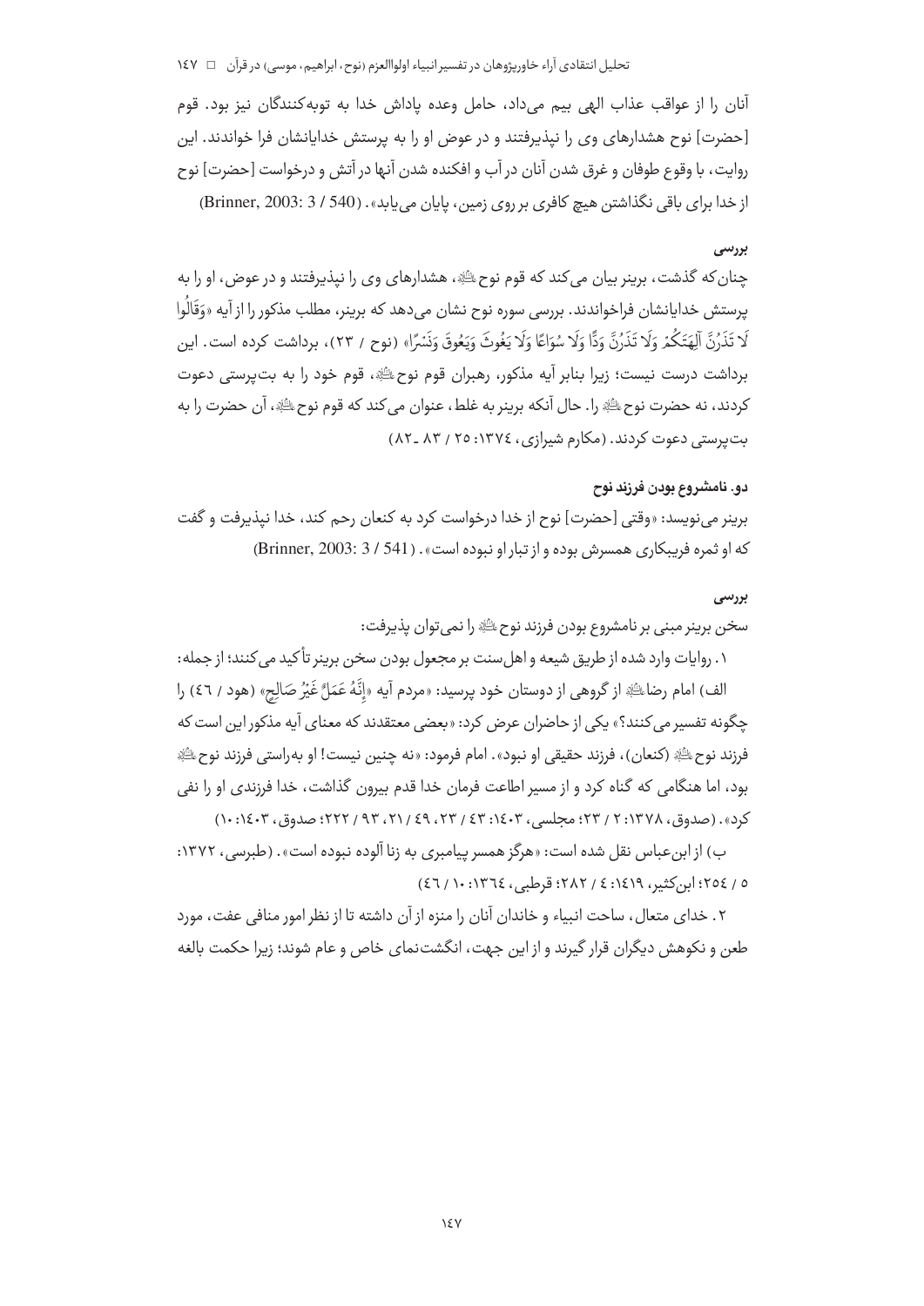آنان را از عواقب عذاب الهی بیم می‌داد، حامل وعده پاداش خدا به توبه‌کنندگان نیز بود. قوم [حضرت] نوح هشدارهای وی را نپذیرفتند و در عوض او را به پرستش خدایانشان فرا خواندند. این روایت، با وقوع طوفان و غرق شدن آنان در آب و افکنده شدن آنها در آتش و درخواست [حضرت] نوح از خدا برای باقی نگذاشتن هیچ کافری بر روی زمین، پایان می‌یابد». (Brinner, 2003: 3 / 540)

**بررسی**

چنان‌که گذشت، برینر بیان می‌کند که قوم نوح ﷺ، هشدارهای وی را نپذیرفتند و در عوض، او را به پرستش خدایانشان فراخواندند. بررسی سوره نوح نشان می‌دهد که برینر، مطلب مذکور را از آیه «وَقَالُوا لَا تَذَرُنَّ آلِهَتَكُمْ وَلَا تَذَرُنَّ وَدًّا وَلَا سُوَاعًا وَلَا يَغُوثَ وَيَعُوقَ وَنَسْرًا» (نوح / ۲۳)، برداشت کرده است. این برداشت درست نیست؛ زیرا بنابر آیه مذکور، رهبران قوم نوح ﷺ، قوم خود را به بت‌پرستی دعوت کردند، نه حضرت نوح ﷺ را. حال آنکه برینر به غلط، عنوان می‌کند که قوم نوح ﷺ، آن حضرت را به بت‌پرستی دعوت کردند. (مکارم شیرازی، ۱۳۷٤: ۲۵ / ۸۳ ـ ۸۲)

### دو. نامشروع بودن فرزند نوح

برینر می‌نویسد: «وقتی [حضرت] نوح از خدا درخواست کرد به کنعان رحم کند، خدا نپذیرفت و گفت که او ثمره فریبکاری همسرش بوده و از تبار او نبوده است». (Brinner, 2003: 3 / 541)

**بررسی**

سخن برینر مبنی بر نامشروع بودن فرزند نوح ﷺ را نمی‌توان پذیرفت:

۱. روایات وارد شده از طریق شیعه و اهل‌سنت بر مجعول بودن سخن برینر تأکید می‌کنند؛ از جمله:

الف) امام رضا ﷺ از گروهی از دوستان خود پرسید: «مردم آیه «إِنَّهُ عَمَلٌ غَيْرُ صَالِحٍ» (هود / ٤٦) را چگونه تفسیر می‌کنند؟» یکی از حاضران عرض کرد: «بعضی معتقدند که معنای آیه مذکور این است که فرزند نوح ﷺ (کنعان)، فرزند حقیقی او نبود». امام فرمود: «نه چنین نیست! او به‌راستی فرزند نوح ﷺ بود، اما هنگامی که گناه کرد و از مسیر اطاعت فرمان خدا قدم بیرون گذاشت، خدا فرزندی او را نفی کرد». (صدوق، ۱۳۷۸: ۲ / ۲۳؛ مجلسی، ۱٤۰۳: ٤۳ / ۲۳، ٤۹ / ۲۱، ۹۳ / ۲۲۲؛ صدوق، ۱٤۰۳: ۱۰)

ب) از ابن‌عباس نقل شده است: «هرگز همسر پیامبری به زنا آلوده نبوده است». (طبرسی، ۱۳۷۲: ٥ / ۲٥٤؛ ابن‌کثیر، ۱٤۱۹: ٤ / ۲۸۲؛ قرطبی، ۱۳٦٤: ۱۰ / ٤٦)

۲. خدای متعال، ساحت انبیاء و خاندان آنان را منزه از آن داشته تا از نظر امور منافی عفت، مورد طعن و نکوهش دیگران قرار گیرند و از این جهت، انگشت‌نمای خاص و عام شوند؛ زیرا حکمت بالغه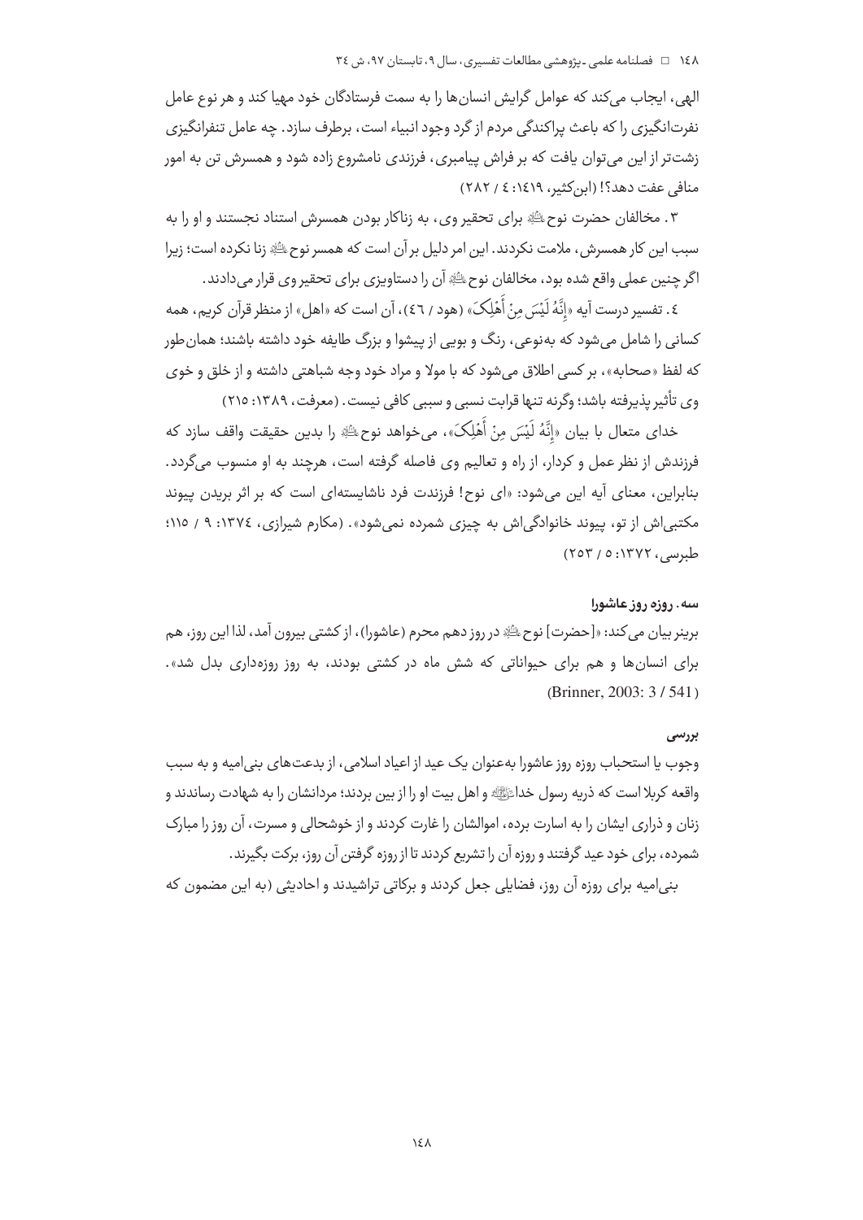الهی، ایجاب می‌کند که عوامل گرایش انسان‌ها را به سمت فرستادگان خود مهیا کند و هر نوع عامل نفرت‌انگیزی را که باعث پراکندگی مردم از گرد وجود انبیاء است، برطرف سازد. چه عامل تنفرانگیزی زشت‌تر از این می‌توان یافت که بر فراش پیامبری، فرزندی نامشروع زاده شود و همسرش تن به امور منافی عفت دهد؟! (ابن‌کثیر، ۱۴۱۹: ۴ / ۲۸۲)

۳. مخالفان حضرت نوح ﷺ برای تحقیر وی، به زناکار بودن همسرش استناد نجستند و او را به سبب این کار همسرش، ملامت نکردند. این امر دلیل بر آن است که همسر نوح ﷺ زنا نکرده است؛ زیرا اگر چنین عملی واقع شده بود، مخالفان نوح ﷺ آن را دستاویزی برای تحقیر وی قرار می‌دادند.

۴. تفسیر درست آیه «إِنَّهُ لَيْسَ مِنْ أَهْلِكَ» (هود / ۴۶)، آن است که «اهل» از منظر قرآن کریم، همه کسانی را شامل می‌شود که به‌نوعی، رنگ و بویی از پیشوا و بزرگ طایفه خود داشته باشند؛ همان‌طور که لفظ «صحابه»، بر کسی اطلاق می‌شود که با مولا و مراد خود وجه شباهتی داشته و از خلق و خوی وی تأثیر پذیرفته باشد؛ وگرنه تنها قرابت نسبی و سببی کافی نیست. (معرفت، ۱۳۸۹: ۲۱۵)

خدای متعال با بیان «إِنَّهُ لَيْسَ مِنْ أَهْلِكَ»، می‌خواهد نوح ﷺ را بدین حقیقت واقف سازد که فرزندش از نظر عمل و کردار، از راه و تعالیم وی فاصله گرفته است، هرچند به او منسوب می‌گردد. بنابراین، معنای آیه این می‌شود: «ای نوح! فرزندت فرد ناشایسته‌ای است که بر اثر بریدن پیوند مکتبی‌اش از تو، پیوند خانوادگی‌اش به چیزی شمرده نمی‌شود». (مکارم شیرازی، ۱۳۷۴: ۹ / ۱۱۵؛ طبرسی، ۱۳۷۲: ۵ / ۲۵۳)

#### سه. روزه روز عاشورا

برینر بیان می‌کند: «[حضرت] نوح ﷺ در روز دهم محرم (عاشورا)، از کشتی بیرون آمد، لذا این روز، هم برای انسان‌ها و هم برای حیواناتی که شش ماه در کشتی بودند، به روز روزه‌داری بدل شد». (Brinner, 2003: 3 / 541)

#### بررسی

وجوب یا استحباب روزه روز عاشورا به‌عنوان یک عید از اعیاد اسلامی، از بدعت‌های بنی‌امیه و به سبب واقعه کربلا است که ذریه رسول خدا ﷺ و اهل بیت او را از بین بردند؛ مردانشان را به شهادت رساندند و زنان و ذراری ایشان را به اسارت برده، اموالشان را غارت کردند و از خوشحالی و مسرت، آن روز را مبارک شمرده، برای خود عید گرفتند و روزه آن را تشریع کردند تا از روزه گرفتن آن روز، برکت بگیرند.

بنی‌امیه برای روزه آن روز، فضایلی جعل کردند و برکاتی تراشیدند و احادیثی (به این مضمون که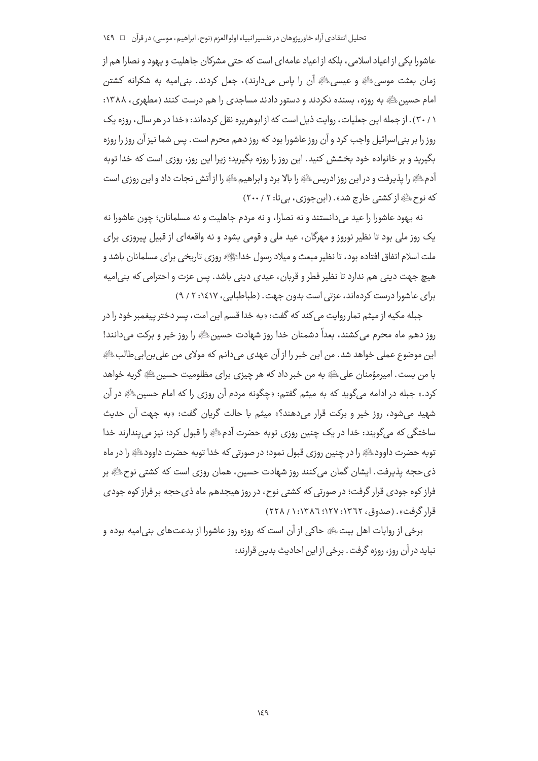عاشورا یکی از اعیاد اسلامی، بلکه از اعیاد عامه‌ای است که حتی مشرکان جاهلیت و یهود و نصارا هم از زمان بعثت موسی ﷺ و عیسی ﷺ آن را پاس می‌دارند)، جعل کردند. بنی‌امیه به شکرانه کشتن امام حسین ﷺ به روزه، بسنده نکردند و دستور دادند مساجدی را هم درست کنند (مطهری، ۱۳۸۸: ۱ / ۳۰). از جمله این جعلیات، روایت ذیل است که از ابوهریره نقل کرده‌اند: «خدا در هر سال، روزه یک روز را بر بنی‌اسرائیل واجب کرد و آن روز عاشورا بود که روز دهم محرم است. پس شما نیز آن روز را روزه بگیرید و بر خانواده خود بخشش کنید. این روز را روزه بگیرید؛ زیرا این روز، روزی است که خدا توبه آدم ﷺ را پذیرفت و در این روز ادریس ﷺ را بالا برد و ابراهیم ﷺ را از آتش نجات داد و این روزی است که نوح ﷺ از کشتی خارج شد». (ابن‌جوزی، بی‌تا: ۲ / ۲۰۰)

نه یهود عاشورا را عید می‌دانستند و نه نصارا، و نه مردم جاهلیت و نه مسلمانان؛ چون عاشورا نه یک روز ملی بود تا نظیر نوروز و مهرگان، عید ملی و قومی بشود و نه واقعه‌ای از قبیل پیروزی برای ملت اسلام اتفاق افتاده بود، تا نظیر مبعث و میلاد رسول خدا ﷺ روزی تاریخی برای مسلمانان باشد و هیچ جهت دینی هم ندارد تا نظیر فطر و قربان، عیدی دینی باشد. پس عزت و احترامی که بنی‌امیه برای عاشورا درست کرده‌اند، عزتی است بدون جهت. (طباطبایی، ۱۴۱۷: ۲ / ۹)

جبله مکیه از میثم تمار روایت می‌کند که گفت: «به خدا قسم این امت، پسر دختر پیغمبر خود را در روز دهم ماه محرم می‌کشند، بعداً دشمنان خدا روز شهادت حسین ﷺ را روز خیر و برکت می‌دانند! این موضوع عملی خواهد شد. من این خبر را از آن عهدی می‌دانم که مولای من علی‌بن‌ابی‌طالب ﷺ با من بست. امیرمؤمنان علی ﷺ به من خبر داد که هر چیزی برای مظلومیت حسین ﷺ گریه خواهد کرد.» جبله در ادامه می‌گوید که به میثم گفتم: «چگونه مردم آن روزی را که امام حسین ﷺ در آن شهید می‌شود، روز خیر و برکت قرار می‌دهند؟» میثم با حالت گریان گفت: «به جهت آن حدیث ساختگی که می‌گویند: خدا در یک چنین روزی توبه حضرت آدم ﷺ را قبول کرد؛ نیز می‌پندارند خدا توبه حضرت داوود ﷺ را در چنین روزی قبول نمود؛ در صورتی که خدا توبه حضرت داوود ﷺ را در ماه ذی‌حجه پذیرفت. ایشان گمان می‌کنند روز شهادت حسین، همان روزی است که کشتی نوح ﷺ بر فراز کوه جودی قرار گرفت؛ در صورتی که کشتی نوح، در روز هیجدهم ماه ذی‌حجه بر فراز کوه جودی قرار گرفت». (صدوق، ۱۳۶۲: ۱۲۷؛ ۱۳۸۶: ۱ / ۲۲۸)

برخی از روایات اهل بیت ﷺ حاکی از آن است که روزه روز عاشورا از بدعت‌های بنی‌امیه بوده و نباید در آن روز، روزه گرفت. برخی از این احادیث بدین قرارند: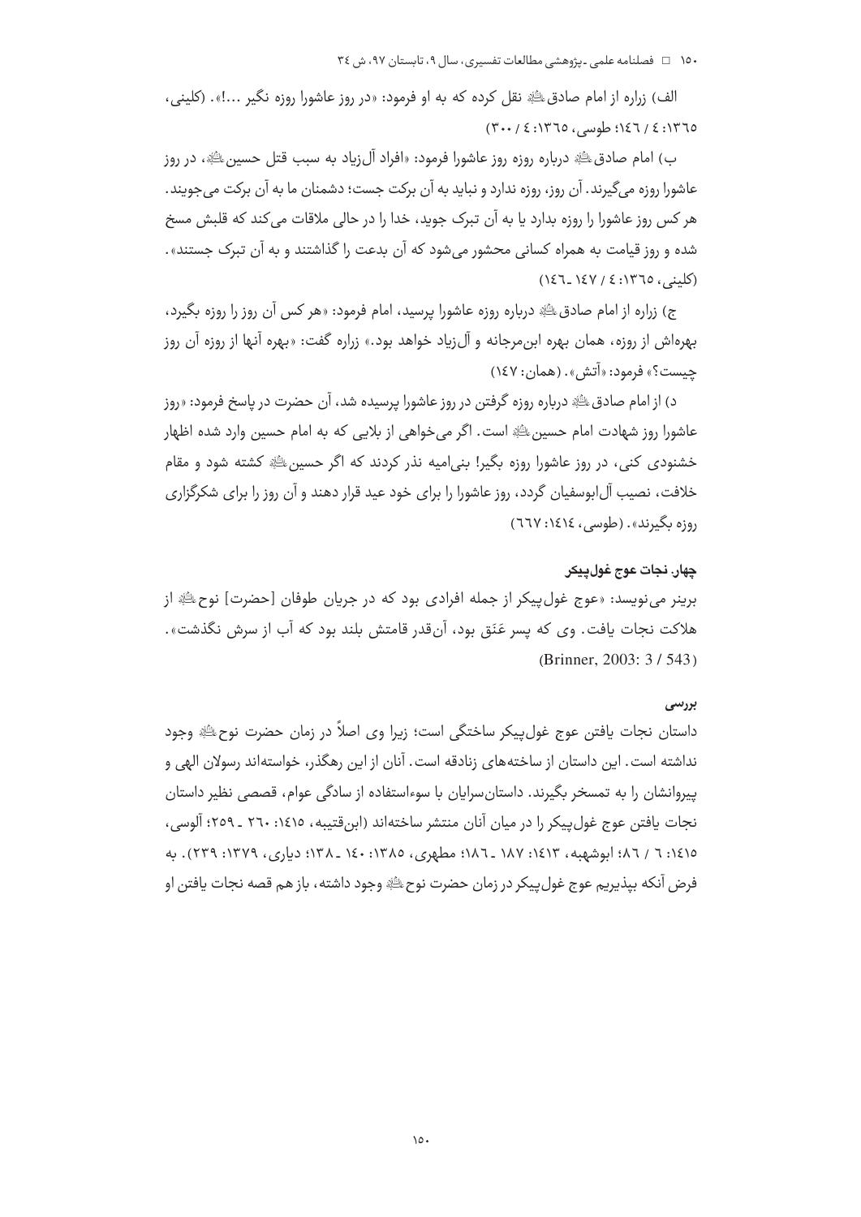الف) زراره از امام صادق علیه‌السلام نقل کرده که به او فرمود: «در روز عاشورا روزه نگیر ...!». (کلینی، ۱۳۶۵: ۴ / ۱۴۶؛ طوسی، ۱۳۶۵: ۴ / ۳۰۰)

ب) امام صادق علیه‌السلام درباره روزه روز عاشورا فرمود: «افراد آل‌زیاد به سبب قتل حسین علیه‌السلام، در روز عاشورا روزه می‌گیرند. آن روز، روزه ندارد و نباید به آن برکت جست؛ دشمنان ما به آن برکت می‌جویند. هر کس روز عاشورا را روزه بدارد یا به آن تبرک جوید، خدا را در حالی ملاقات می‌کند که قلبش مسخ شده و روز قیامت به همراه کسانی محشور می‌شود که آن بدعت را گذاشتند و به آن تبرک جستند». (کلینی، ۱۳۶۵: ۴ / ۱۴۷ ـ ۱۴۶)

ج) زراره از امام صادق علیه‌السلام درباره روزه عاشورا پرسید، امام فرمود: «هر کس آن روز را روزه بگیرد، بهره‌اش از روزه، همان بهره ابن‌مرجانه و آل‌زیاد خواهد بود.» زراره گفت: «بهره آنها از روزه آن روز چیست؟» فرمود: «آتش». (همان: ۱۴۷)

د) از امام صادق علیه‌السلام درباره روزه گرفتن در روز عاشورا پرسیده شد، آن حضرت در پاسخ فرمود: «روز عاشورا روز شهادت امام حسین علیه‌السلام است. اگر می‌خواهی از بلایی که به امام حسین وارد شده اظهار خشنودی کنی، در روز عاشورا روزه بگیر! بنی‌امیه نذر کردند که اگر حسین علیه‌السلام کشته شود و مقام خلافت، نصیب آل‌ابوسفیان گردد، روز عاشورا را برای خود عید قرار دهند و آن روز را برای شکرگزاری روزه بگیرند». (طوسی، ۱۴۱۴: ۶۶۷)

#### چهار. نجات عوج غول‌پیکر

برینر می‌نویسد: «عوج غول‌پیکر از جمله افرادی بود که در جریان طوفان [حضرت] نوح علیه‌السلام از هلاکت نجات یافت. وی که پسر عَنَق بود، آن‌قدر قامتش بلند بود که آب از سرش نگذشت». (Brinner, 2003: 3 / 543)

#### بررسی

داستان نجات یافتن عوج غول‌پیکر ساختگی است؛ زیرا وی اصلاً در زمان حضرت نوح علیه‌السلام وجود نداشته است. این داستان از ساخته‌های زنادقه است. آنان از این رهگذر، خواسته‌اند رسولان الهی و پیروانشان را به تمسخر بگیرند. داستان‌سرایان با سوءاستفاده از سادگی عوام، قصصی نظیر داستان نجات یافتن عوج غول‌پیکر را در میان آنان منتشر ساخته‌اند (ابن‌قتیبه، ۱۴۱۵: ۲۶۰ ـ ۲۵۹؛ آلوسی، ۱۴۱۵: ۶ / ۸۶؛ ابوشهبه، ۱۴۱۳: ۱۸۷ ـ ۱۸۶؛ مطهری، ۱۳۸۵: ۱۴۰ ـ ۱۳۸؛ دیاری، ۱۳۷۹: ۲۳۹). به فرض آنکه بپذیریم عوج غول‌پیکر در زمان حضرت نوح علیه‌السلام وجود داشته، باز هم قصه نجات یافتن او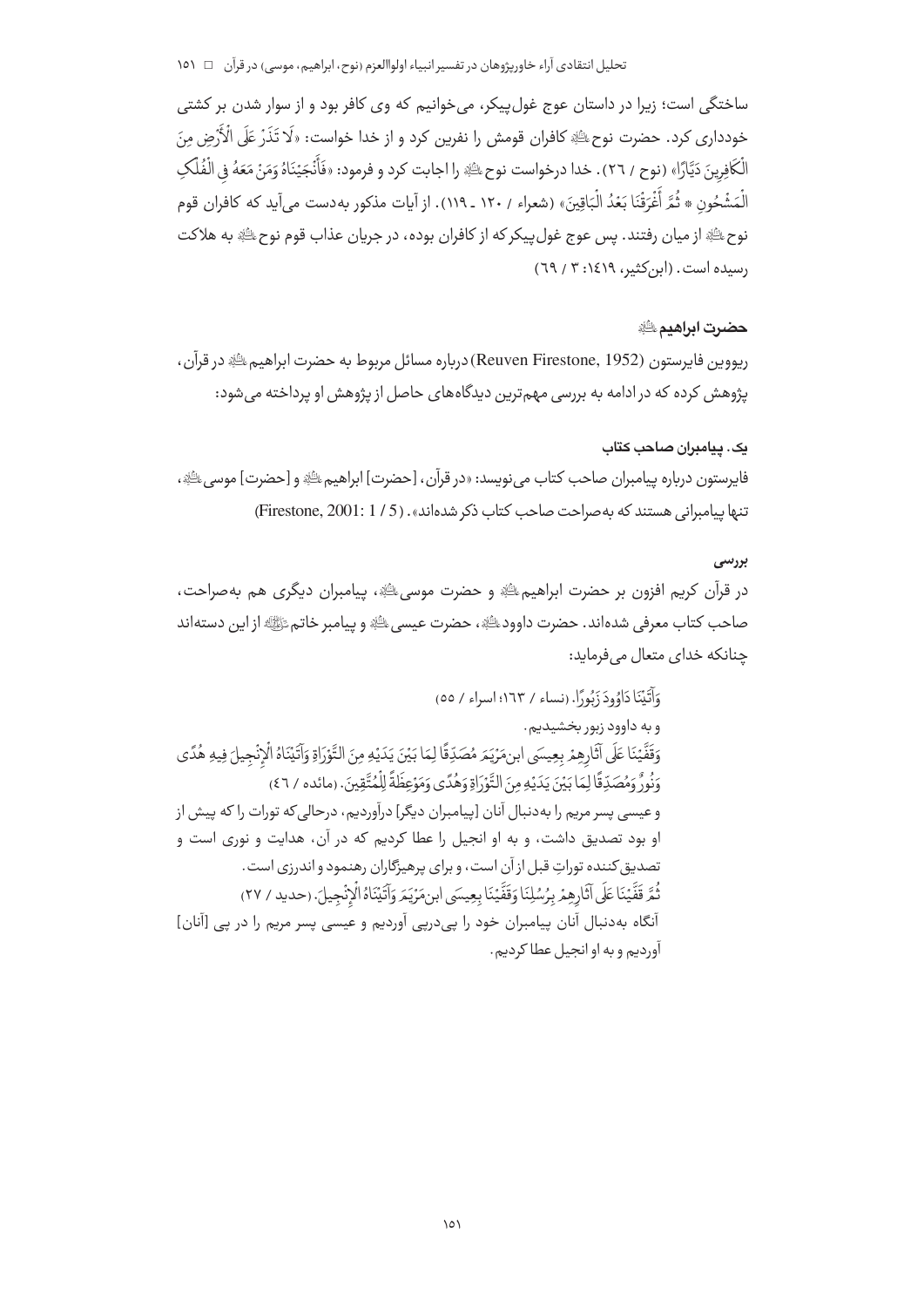ساختگی است؛ زیرا در داستان عوج غول‌پیکر، می‌خوانیم که وی کافر بود و از سوار شدن بر کشتی خودداری کرد. حضرت نوح علیه‌السلام کافران قومش را نفرین کرد و از خدا خواست: «لَا تَذَرْ عَلَى الْأَرْضِ مِنَ الْكَافِرِينَ دَيَّارًا» (نوح / ٢٦). خدا درخواست نوح علیه‌السلام را اجابت کرد و فرمود: «فَأَنْجَيْنَاهُ وَمَنْ مَعَهُ فِي الْفُلْكِ الْمَشْحُونِ * ثُمَّ أَغْرَقْنَا بَعْدُ الْبَاقِينَ» (شعراء / ١٢٠ ـ ١١٩). از آیات مذکور به‌دست می‌آید که کافران قوم نوح علیه‌السلام از میان رفتند. پس عوج غول‌پیکر که از کافران بوده، در جریان عذاب قوم نوح علیه‌السلام به هلاکت رسیده است. (ابن‌کثیر، ١٤١٩: ٣ / ٦٩)

### حضرت ابراهیم علیه‌السلام

ریووین فایرستون (Reuven Firestone, 1952) درباره مسائل مربوط به حضرت ابراهیم علیه‌السلام در قرآن، پژوهش کرده که در ادامه به بررسی مهم‌ترین دیدگاه‌های حاصل از پژوهش او پرداخته می‌شود:

#### یک. پیامبران صاحب کتاب

فایرستون درباره پیامبران صاحب کتاب می‌نویسد: «در قرآن، [حضرت] ابراهیم علیه‌السلام و [حضرت] موسی علیه‌السلام، تنها پیامبرانی هستند که به‌صراحت صاحب کتاب ذکر شده‌اند». (Firestone, 2001: 1 / 5)

##### بررسی

در قرآن کریم افزون بر حضرت ابراهیم علیه‌السلام و حضرت موسی علیه‌السلام، پیامبران دیگری هم به‌صراحت، صاحب کتاب معرفی شده‌اند. حضرت داوود علیه‌السلام، حضرت عیسی علیه‌السلام و پیامبر خاتم صلی‌الله‌علیه‌وآله از این دسته‌اند چنانکه خدای متعال می‌فرماید:

وَآتَيْنَا دَاوُودَ زَبُورًا. (نساء / ١٦٣؛ اسراء / ٥٥)

و به داوود زبور بخشیدیم.

وَقَفَّيْنَا عَلَى آثَارِهِمْ بِعِيسَى ابْنِ مَرْيَمَ مُصَدِّقًا لِمَا بَيْنَ يَدَيْهِ مِنَ التَّوْرَاةِ وَآتَيْنَاهُ الْإِنْجِيلَ فِيهِ هُدًى وَنُورٌ وَمُصَدِّقًا لِمَا بَيْنَ يَدَيْهِ مِنَ التَّوْرَاةِ وَهُدًى وَمَوْعِظَةً لِلْمُتَّقِينَ. (مائده / ٤٦)

و عیسی پسر مریم را به‌دنبال آنان [پیامبران دیگر] درآوردیم، درحالی‌که تورات را که پیش از او بود تصدیق داشت، و به او انجیل را عطا کردیم که در آن، هدایت و نوری است و تصدیق‌کننده توراتِ قبل از آن است، و برای پرهیزگاران رهنمود و اندرزی است.

ثُمَّ قَفَّيْنَا عَلَى آثَارِهِمْ بِرُسُلِنَا وَقَفَّيْنَا بِعِيسَى ابْنِ مَرْيَمَ وَآتَيْنَاهُ الْإِنْجِيلَ. (حدید / ٢٧)

آنگاه به‌دنبال آنان پیامبران خود را پی‌درپی آوردیم و عیسی پسر مریم را در پی [آنان] آوردیم و به او انجیل عطا کردیم.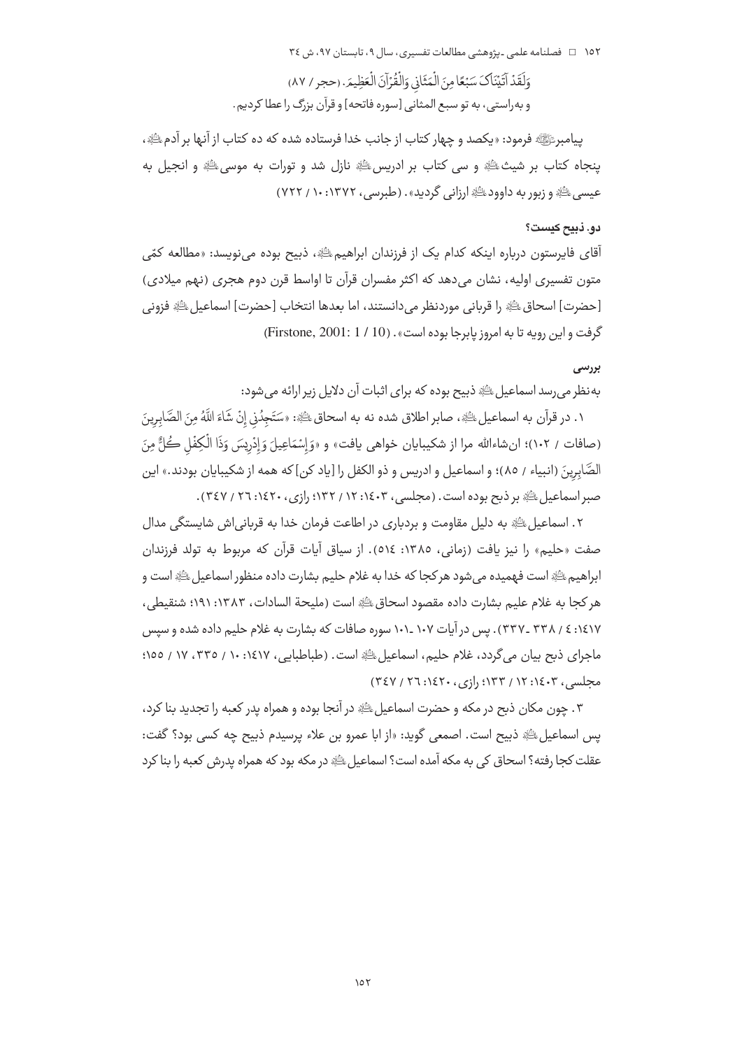وَلَقَدْ آتَيْنَاكَ سَبْعًا مِنَ الْمَثَانِي وَالْقُرْآنَ الْعَظِيمَ. (حجر / ۸۷)

و به‌راستی، به تو سبع المثانی [سوره فاتحه] و قرآن بزرگ را عطا کردیم.

پیامبر ﷺ فرمود: «یکصد و چهار کتاب از جانب خدا فرستاده شده که ده کتاب از آنها بر آدم ؑ، پنجاه کتاب بر شیث ؑ و سی کتاب بر ادریس ؑ نازل شد و تورات به موسی ؑ و انجیل به عیسی ؑ و زبور به داوود ؑ ارزانی گردید». (طبرسی، ۱۳۷۲: ۱۰ / ۷۲۲)

### دو. ذبیح کیست؟

آقای فایرستون درباره اینکه کدام یک از فرزندان ابراهیم ؑ، ذبیح بوده می‌نویسد: «مطالعه کمّی متون تفسیری اولیه، نشان می‌دهد که اکثر مفسران قرآن تا اواسط قرن دوم هجری (نهم میلادی) [حضرت] اسحاق ؑ را قربانی موردنظر می‌دانستند، اما بعدها انتخاب [حضرت] اسماعیل ؑ فزونی گرفت و این رویه تا به امروز پابرجا بوده است». (Firstone, 2001: 1 / 10)

#### بررسی

به‌نظر می‌رسد اسماعیل ؑ ذبیح بوده که برای اثبات آن دلایل زیر ارائه می‌شود:

۱. در قرآن به اسماعیل ؑ، صابر اطلاق شده نه به اسحاق ؑ: «سَتَجِدُنِي إِنْ شَاءَ اللَّهُ مِنَ الصَّابِرِينَ (صافات / ۱۰۲)؛ ان‌شاءالله مرا از شکیبایان خواهی یافت» و «وَإِسْمَاعِيلَ وَإِدْرِيسَ وَذَا الْكِفْلِ كُلٌّ مِنَ الصَّابِرِينَ (انبیاء / ۸۵)؛ و اسماعیل و ادریس و ذو الکفل را [یاد کن] که همه از شکیبایان بودند.» این صبر اسماعیل ؑ بر ذبح بوده است. (مجلسی، ۱۴۰۳: ۱۲ / ۱۳۲؛ رازی، ۱۴۲۰: ۲۶ / ۳۴۷).

۲. اسماعیل ؑ به دلیل مقاومت و بردباری در اطاعت فرمان خدا به قربانی‌اش شایستگی مدال صفت «حلیم» را نیز یافت (زمانی، ۱۳۸۵: ۵۱۴). از سیاق آیات قرآن که مربوط به تولد فرزندان ابراهیم ؑ است فهمیده می‌شود هرکجا که خدا به غلام حلیم بشارت داده منظور اسماعیل ؑ است و هرکجا به غلام علیم بشارت داده مقصود اسحاق ؑ است (ملیحة السادات، ۱۳۸۳: ۱۹۱؛ شنقیطی، ۱۴۱۷: ۴ / ۳۳۸ ـ ۳۳۷). پس در آیات ۱۰۷ ـ ۱۰۱ سوره صافات که بشارت به غلام حلیم داده شده و سپس ماجرای ذبح بیان می‌گردد، غلام حلیم، اسماعیل ؑ است. (طباطبایی، ۱۴۱۷: ۱۰ / ۳۳۵، ۱۷ / ۱۵۵؛ مجلسی، ۱۴۰۳: ۱۲ / ۱۳۳؛ رازی، ۱۴۲۰: ۲۶ / ۳۴۷)

۳. چون مکان ذبح در مکه و حضرت اسماعیل ؑ در آنجا بوده و همراه پدر کعبه را تجدید بنا کرد، پس اسماعیل ؑ ذبیح است. اصمعی گوید: «از ابا عمرو بن علاء پرسیدم ذبیح چه کسی بود؟ گفت: عقلت کجا رفته؟ اسحاق کی به مکه آمده است؟ اسماعیل ؑ در مکه بود که همراه پدرش کعبه را بنا کرد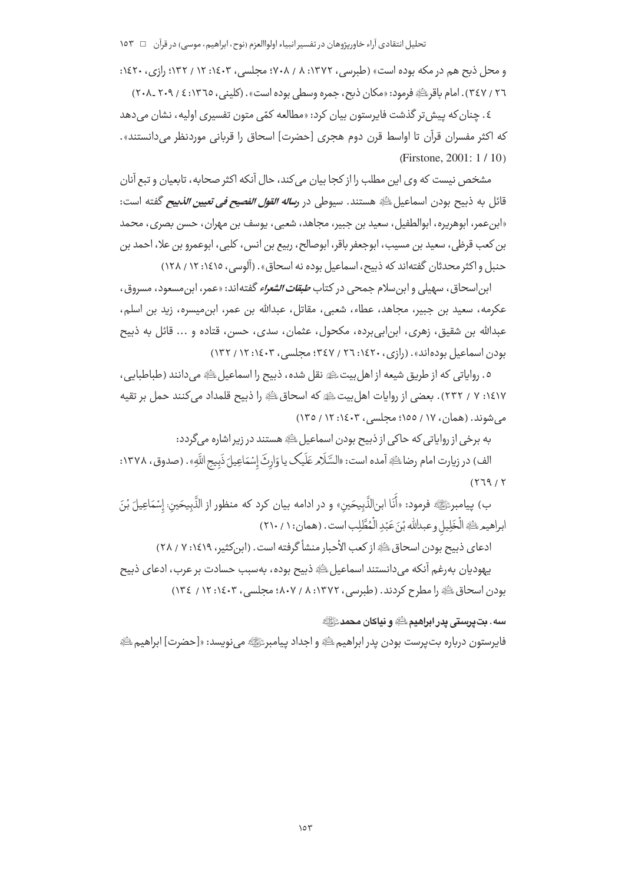و محل ذبح هم در مکه بوده است» (طبرسی، ۱۳۷۲: ۸ / ۷۰۸؛ مجلسی، ۱۴۰۳: ۱۲ / ۱۳۲؛ رازی، ۱۴۲۰: ۲۶ / ۳۴۷). امام باقر علیه السلام فرمود: «مکان ذبح، جمره وسطی بوده است». (کلینی، ۱۳۶۵: ۴ / ۲۰۹ ـ ۲۰۸)

۴. چنان‌که پیش‌تر گذشت فایرستون بیان کرد: «مطالعه کمّی متون تفسیری اولیه، نشان می‌دهد که اکثر مفسران قرآن تا اواسط قرن دوم هجری [حضرت] اسحاق را قربانی موردنظر می‌دانستند». (Firstone, 2001: 1 / 10)

مشخص نیست که وی این مطلب را از کجا بیان می‌کند، حال آنکه اکثر صحابه، تابعیان و تبع آنان قائل به ذبیح بودن اسماعیل علیه السلام هستند. سیوطی در ***رساله القول الفصیح فی تعیین الذبیح*** گفته است: «ابن‌عمر، ابوهریره، ابوالطفیل، سعید بن جبیر، مجاهد، شعبی، یوسف بن مهران، حسن بصری، محمد بن کعب قرظی، سعید بن مسیب، ابوجعفر باقر، ابوصالح، ربیع بن انس، کلبی، ابوعمرو بن علا، احمد بن حنبل و اکثر محدثان گفته‌اند که ذبیح، اسماعیل بوده نه اسحاق». (آلوسی، ۱۴۱۵: ۱۲ / ۱۲۸)

ابن‌اسحاق، سهیلی و ابن‌سلام جمحی در کتاب ***طبقات الشعراء*** گفته‌اند: «عمر، ابن‌مسعود، مسروق، عکرمه، سعید بن جبیر، مجاهد، عطاء، شعبی، مقاتل، عبدالله بن عمر، ابن‌میسره، زید بن اسلم، عبدالله بن شقیق، زهری، ابن‌ابی‌برده، مکحول، عثمان، سدی، حسن، قتاده و ... قائل به ذبیح بودن اسماعیل بوده‌اند». (رازی، ۱۴۲۰: ۲۶ / ۳۴۷؛ مجلسی، ۱۴۰۳: ۱۲ / ۱۳۲)

۵. روایاتی که از طریق شیعه از اهل‌بیت علیهم السلام نقل شده، ذبیح را اسماعیل علیه السلام می‌دانند (طباطبایی، ۱۴۱۷: ۷ / ۲۳۲). بعضی از روایات اهل‌بیت علیهم السلام که اسحاق علیه السلام را ذبیح قلمداد می‌کنند حمل بر تقیه می‌شوند. (همان، ۱۷ / ۱۵۵؛ مجلسی، ۱۴۰۳: ۱۲ / ۱۳۵)

به برخی از روایاتی که حاکی از ذبیح بودن اسماعیل علیه السلام هستند در زیر اشاره می‌گردد:

الف) در زیارت امام رضا علیه السلام آمده است: «السَّلَامُ عَلَیکَ یا وَارِثَ إِسْمَاعِیلَ ذَبِیحِ اللَّهِ». (صدوق، ۱۳۷۸: ۲ / ۲۶۹)

ب) پیامبر صلی الله علیه و آله فرمود: «أَنَا ابنُ الذَّبِیحَینِ» و در ادامه بیان کرد که منظور از الذَّبِیحَینِ: إِسْمَاعِیلَ بْنَ ابراهیم علیه السلام الْخَلِیلِ و عبدالله بْنَ عَبْدِ الْمُطَّلِبِ است. (همان: ۱ / ۲۱۰)

ادعای ذبیح بودن اسحاق علیه السلام از کعب الأحبار منشأ گرفته است. (ابن‌کثیر، ۱۴۱۹: ۷ / ۲۸)

یهودیان به‌رغم آنکه می‌دانستند اسماعیل علیه السلام ذبیح بوده، به‌سبب حسادت بر عرب، ادعای ذبیح بودن اسحاق علیه السلام را مطرح کردند. (طبرسی، ۱۳۷۲: ۸ / ۸۰۷؛ مجلسی، ۱۴۰۳: ۱۲ / ۱۳۴)

**سه. بت‌پرستی پدر ابراهیم علیه السلام و نیاکان محمد صلی الله علیه و آله**

فایرستون درباره بت‌پرست بودن پدر ابراهیم علیه السلام و اجداد پیامبر صلی الله علیه و آله می‌نویسد: «[حضرت] ابراهیم علیه السلام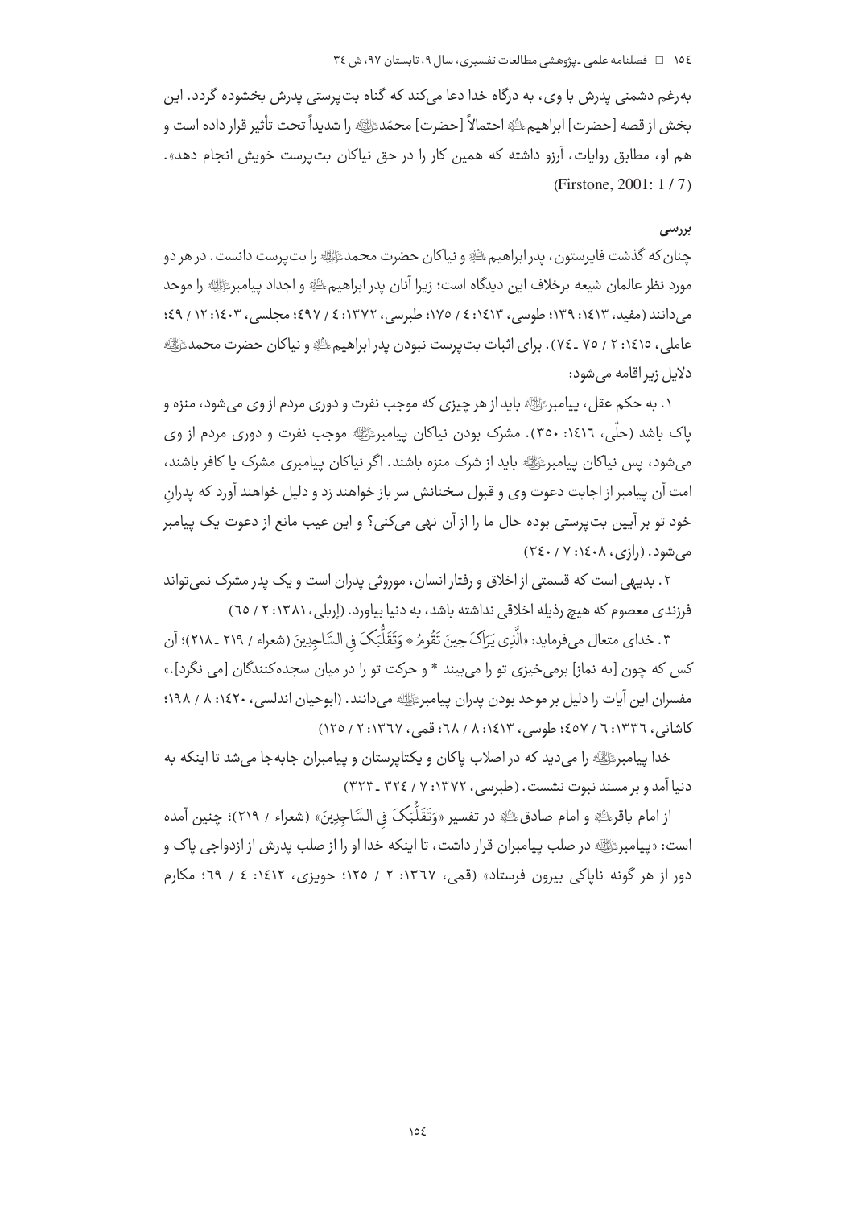به‌رغم دشمنی پدرش با وی، به درگاه خدا دعا می‌کند که گناه بت‌پرستی پدرش بخشوده گردد. این بخش از قصه [حضرت] ابراهیم ﷺ احتمالاً [حضرت] محمّد ﷺ را شدیداً تحت تأثیر قرار داده است و هم او، مطابق روایات، آرزو داشته که همین کار را در حق نیاکان بت‌پرست خویش انجام دهد». (Firstone, 2001: 1 / 7)

#### بررسی

چنان‌که گذشت فایرستون، پدر ابراهیم ﷺ و نیاکان حضرت محمد ﷺ را بت‌پرست دانست. در هر دو مورد نظر عالمان شیعه برخلاف این دیدگاه است؛ زیرا آنان پدر ابراهیم ﷺ و اجداد پیامبر ﷺ را موحد می‌دانند (مفید، ۱۴۱۳: ۱۳۹؛ طوسی، ۱۴۱۳: ۴ / ۱۷۵؛ طبرسی، ۱۳۷۲: ۴ / ۴۹۷؛ مجلسی، ۱۴۰۳: ۱۲ / ۴۹؛ عاملی، ۱۴۱۵: ۲ / ۷۵ ـ ۷۴). برای اثبات بت‌پرست نبودن پدر ابراهیم ﷺ و نیاکان حضرت محمد ﷺ دلایل زیر اقامه می‌شود:

۱. به حکم عقل، پیامبر ﷺ باید از هر چیزی که موجب نفرت و دوری مردم از وی می‌شود، منزه و پاک باشد (حلّی، ۱۴۱۶: ۳۵۰). مشرک بودن نیاکان پیامبر ﷺ موجب نفرت و دوری مردم از وی می‌شود، پس نیاکان پیامبر ﷺ باید از شرک منزه باشند. اگر نیاکان پیامبری مشرک یا کافر باشند، امت آن پیامبر از اجابت دعوت وی و قبول سخنانش سر باز خواهند زد و دلیل خواهند آورد که پدرانِ خود تو بر آیین بت‌پرستی بوده حال ما را از آن نهی می‌کنی؟ و این عیب مانع از دعوت یک پیامبر می‌شود. (رازی، ۱۴۰۸: ۷ / ۳۴۰)

۲. بدیهی است که قسمتی از اخلاق و رفتار انسان، موروثی پدران است و یک پدر مشرک نمی‌تواند فرزندی معصوم که هیچ رذیله اخلاقی نداشته باشد، به دنیا بیاورد. (إربلی، ۱۳۸۱: ۲ / ۶۵)

۳. خدای متعال می‌فرماید: «الَّذِی یَرَاکَ حِینَ تَقُومُ * وَتَقَلُّبَکَ فِی السَّاجِدِینَ (شعراء / ۲۱۹ ـ ۲۱۸)؛ آن کس که چون [به نماز] برمی‌خیزی تو را می‌بیند * و حرکت تو را در میان سجده‌کنندگان [می نگرد].» مفسران این آیات را دلیل بر موحد بودن پدران پیامبر ﷺ می‌دانند. (ابوحیان اندلسی، ۱۴۲۰: ۸ / ۱۹۸؛ کاشانی، ۱۳۳۶: ۶ / ۴۵۷؛ طوسی، ۱۴۱۳: ۸ / ۶۸؛ قمی، ۱۳۶۷: ۲ / ۱۲۵)

خدا پیامبر ﷺ را می‌دید که در اصلاب پاکان و یکتاپرستان و پیامبران جابه‌جا می‌شد تا اینکه به دنیا آمد و بر مسند نبوت نشست. (طبرسی، ۱۳۷۲: ۷ / ۳۲۴ ـ ۳۲۳)

از امام باقر ﷺ و امام صادق ﷺ در تفسیر «وَتَقَلُّبَکَ فِی السَّاجِدِینَ» (شعراء / ۲۱۹)؛ چنین آمده است: «پیامبر ﷺ در صلب پیامبران قرار داشت، تا اینکه خدا او را از صلب پدرش از ازدواجی پاک و دور از هر گونه ناپاکی بیرون فرستاد» (قمی، ۱۳۶۷: ۲ / ۱۲۵؛ حویزی، ۱۴۱۲: ۴ / ۶۹؛ مکارم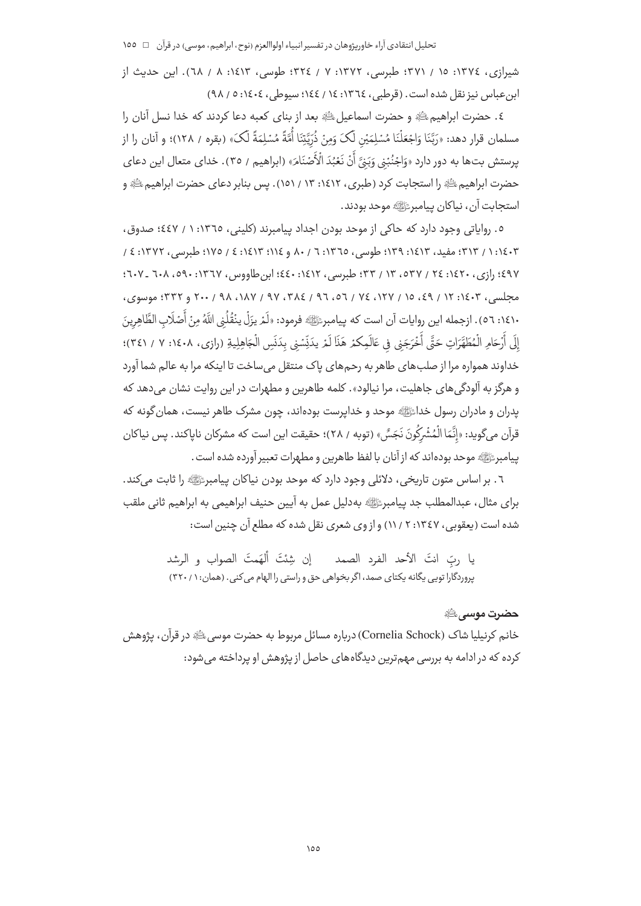شیرازی، ۱۳۷٤: ۱۵ / ۳۷۱؛ طبرسی، ۱۳۷۲: ۷ / ۳۲٤؛ طوسی، ۱٤۱۳: ۸ / ٦۸). این حدیث از ابن‌عباس نیز نقل شده است. (قرطبی، ۱۳٦٤: ۱٤ / ۱٤٤؛ سیوطی، ۱٤۰٤: ۵ / ۹۸)

٤. حضرت ابراهیم﵇ و حضرت اسماعیل﵇ بعد از بنای کعبه دعا کردند که خدا نسل آنان را مسلمان قرار دهد: «رَبَّنَا وَاجْعَلْنَا مُسْلِمَيْنِ لَکَ وَمِنْ ذُرِّيَّتِنَا أُمَّةً مُسْلِمَةً لَکَ» (بقره / ۱۲۸)؛ و آنان را از پرستش بت‌ها به دور دارد «وَاجْنُبْنِي وَبَنِيَّ أَنْ نَعْبُدَ الْأَصْنَامَ» (ابراهیم / ۳۵). خدای متعال این دعای حضرت ابراهیم﵇ را استجابت کرد (طبری، ۱٤۱۲: ۱۳ / ۱۵۱). پس بنابر دعای حضرت ابراهیم﵇ و استجابت آن، نیاکان پیامبرﷺ موحد بودند.

۵. روایاتی وجود دارد که حاکی از موحد بودن اجداد پیامبرند (کلینی، ۱۳٦۵: ۱ / ٤٤۷؛ صدوق، ۱٤۰۳: ۱ / ۳۱۳؛ مفید، ۱٤۱۳: ۱۳۹؛ طوسی، ۱۳٦۵: ٦ / ۸۰ و ۱۱٤؛ ۱٤۱۳: ٤ / ۱۷۵؛ طبرسی، ۱۳۷۲: ٤ / ٤۹۷؛ رازی، ۱٤۲۰: ۲٤ / ۵۳۷، ۱۳ / ۳۳؛ طبرسی، ۱٤۱۲: ٤٤۰؛ ابن‌طاووس، ۱۳٦۷: ۵۹۰، ٦۰۸ ـ ٦۰۷؛ مجلسی، ۱٤۰۳: ۱۲ / ٤۹، ۱۵ / ۱۲۷، ۷٤ / ۵٦، ۹٦ / ۳۸٤، ۹۷ / ۱۸۷، ۹۸ / ۲۰۰ و ۳۳۲؛ موسوی، ۱٤۱۰: ۵٦). ازجمله این روایات آن است که پیامبرﷺ فرمود: «لَمْ يَزَلْ يَنْقُلُنِي اللَّهُ مِنْ أَصْلَابِ الطَّاهِرِينَ إِلَى أَرْحَامِ الْمُطَهَّرَاتِ حَتَّى أَخْرَجَنِي فِي عَالَمِكُمْ هَذَا لَمْ يَدَنِّسْنِي بِدَنَسِ الْجَاهِلِيَةِ (رازی، ۱٤۰۸: ۷ / ۳٤۱)؛ خداوند همواره مرا از صلب‌های طاهر به رحم‌های پاک منتقل می‌ساخت تا اینکه مرا به عالم شما آورد و هرگز به آلودگی‌های جاهلیت، مرا نیالود». کلمه طاهرین و مطهرات در این روایت نشان می‌دهد که پدران و مادران رسول خداﷺ موحد و خداپرست بوده‌اند، چون مشرک طاهر نیست، همان‌گونه که قرآن می‌گوید: «إِنَّمَا الْمُشْرِكُونَ نَجَسٌ» (توبه / ۲۸)؛ حقیقت این است که مشرکان ناپاکند. پس نیاکان پیامبرﷺ موحد بوده‌اند که از آنان با لفظ طاهرین و مطهرات تعبیر آورده شده است.

٦. بر اساس متون تاریخی، دلائلی وجود دارد که موحد بودن نیاکان پیامبرﷺ را ثابت می‌کند. برای مثال، عبدالمطلب جد پیامبرﷺ به‌دلیل عمل به آیین حنیف ابراهیمی به ابراهیم ثانی ملقب شده است (یعقوبی، ۱۳٤۷: ۲ / ۱۱) و از وی شعری نقل شده که مطلع آن چنین است:

یا ربِّ انتَ الأحد الفرد الصمد &nbsp;&nbsp;&nbsp; إن شِئتَ أَلهَمتَ الصواب و الرشد

پروردگارا تویی یگانه یکتای صمد، اگر بخواهی حق و راستی را الهام می‌کنی. (همان: ۱ / ۳۲۰)

### حضرت موسی﵇

خانم کرنیلیا شاک (Cornelia Schock) درباره مسائل مربوط به حضرت موسی﵇ در قرآن، پژوهش کرده که در ادامه به بررسی مهم‌ترین دیدگاه‌های حاصل از پژوهش او پرداخته می‌شود: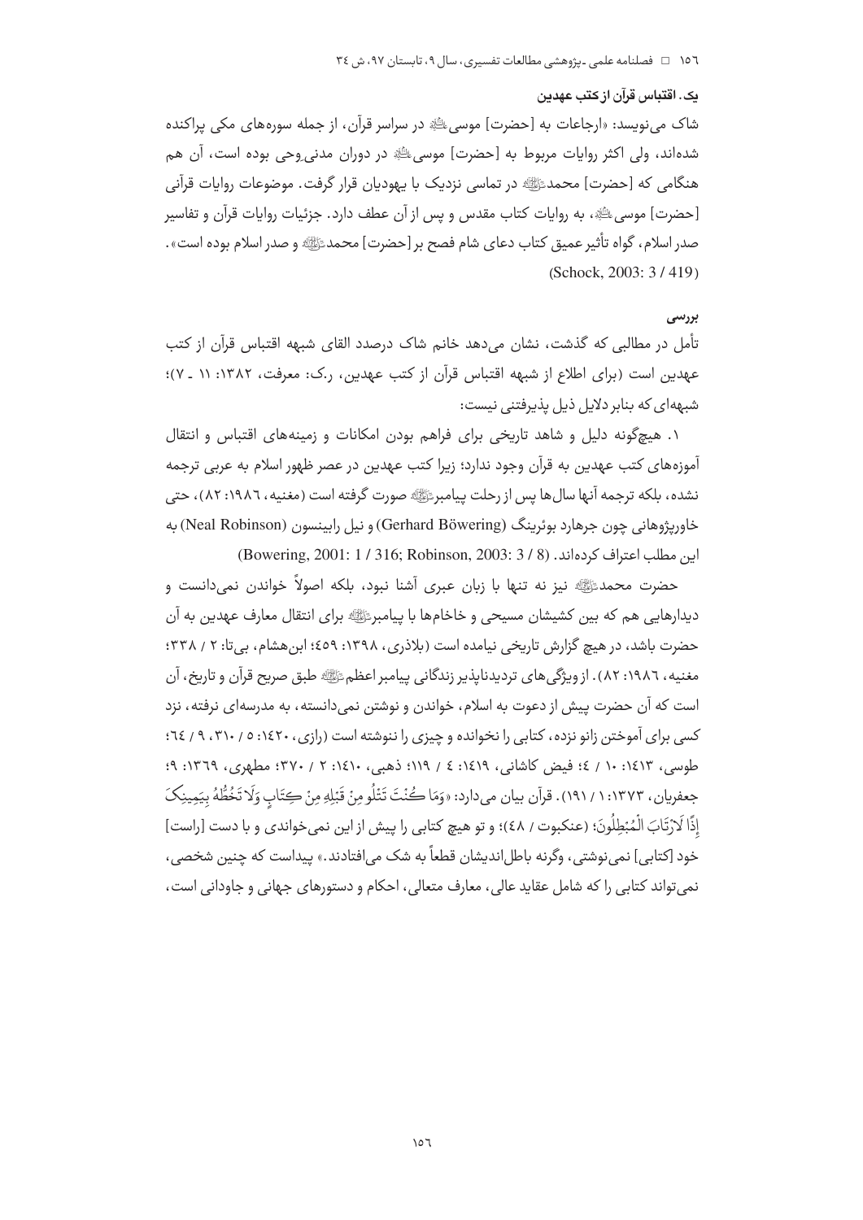### یک. اقتباس قرآن از کتب عهدین

شاک می‌نویسد: «ارجاعات به [حضرت] موسی‌ؑ در سراسر قرآن، از جمله سوره‌های مکی پراکنده شده‌اند، ولی اکثر روایات مربوط به [حضرت] موسی‌ؑ در دوران مدنی وحی بوده است، آن هم هنگامی که [حضرت] محمدﷺ در تماسی نزدیک با یهودیان قرار گرفت. موضوعات روایات قرآنی [حضرت] موسی‌ؑ، به روایات کتاب مقدس و پس از آن عطف دارد. جزئیات روایات قرآن و تفاسیر صدر اسلام، گواه تأثیر عمیق کتاب دعای شام فصح بر [حضرت] محمدﷺ و صدر اسلام بوده است». (Schock, 2003: 3 / 419)

#### بررسی

تأمل در مطالبی که گذشت، نشان می‌دهد خانم شاک درصدد القای شبهه اقتباس قرآن از کتب عهدین است (برای اطلاع از شبهه اقتباس قرآن از کتب عهدین، ر.ک: معرفت، ۱۳۸۲: ۱۱ ـ ۷)؛ شبهه‌ای که بنابر دلایل ذیل پذیرفتنی نیست:

۱. هیچ‌گونه دلیل و شاهد تاریخی برای فراهم بودن امکانات و زمینه‌های اقتباس و انتقال آموزه‌های کتب عهدین به قرآن وجود ندارد؛ زیرا کتب عهدین در عصر ظهور اسلام به عربی ترجمه نشده، بلکه ترجمه آنها سال‌ها پس از رحلت پیامبرﷺ صورت گرفته است (مغنیه، ۱۹۸۶: ۸۲)، حتی خاورپژوهانی چون جرهارد بوئرینگ (Gerhard Böwering) و نیل رابینسون (Neal Robinson) به این مطلب اعتراف کرده‌اند. (Bowering, 2001: 1 / 316; Robinson, 2003: 3 / 8)

حضرت محمدﷺ نیز نه تنها با زبان عبری آشنا نبود، بلکه اصولاً خواندن نمی‌دانست و دیدارهایی هم که بین کشیشان مسیحی و خاخام‌ها با پیامبرﷺ برای انتقال معارف عهدین به آن حضرت باشد، در هیچ گزارش تاریخی نیامده است (بلاذری، ۱۳۹۸: ٤٥٩؛ ابن‌هشام، بی‌تا: ۲ / ۳۳۸؛ مغنیه، ۱۹۸۶: ۸۲). از ویژگی‌های تردیدناپذیر زندگانی پیامبر اعظمﷺ طبق صریح قرآن و تاریخ، آن است که آن حضرت پیش از دعوت به اسلام، خواندن و نوشتن نمی‌دانسته، به مدرسه‌ای نرفته، نزد کسی برای آموختن زانو نزده، کتابی را نخوانده و چیزی را ننوشته است (رازی، ۱٤۲۰: ٥ / ۳۱۰، ۹ / ٦٤؛ طوسی، ۱٤۱۳: ۱۰ / ٤؛ فیض کاشانی، ۱٤۱۹: ٤ / ۱۱۹؛ ذهبی، ۱٤۱۰: ۲ / ۳۷۰؛ مطهری، ۱۳٦۹: ۹؛ جعفریان، ۱۳۷۳: ۱ / ۱۹۱). قرآن بیان می‌دارد: «وَمَا كُنْتَ تَتْلُو مِنْ قَبْلِهِ مِنْ كِتَابٍ وَلَا تَخُطُّهُ بِيَمِينِكَ إِذًا لَارْتَابَ الْمُبْطِلُونَ؛ (عنکبوت / ٤۸)؛ و تو هیچ کتابی را پیش از این نمی‌خواندی و با دست [راست] خود [کتابی] نمی‌نوشتی، وگرنه باطل‌اندیشان قطعاً به شک می‌افتادند.» پیداست که چنین شخصی، نمی‌تواند کتابی را که شامل عقاید عالی، معارف متعالی، احکام و دستورهای جهانی و جاودانی است،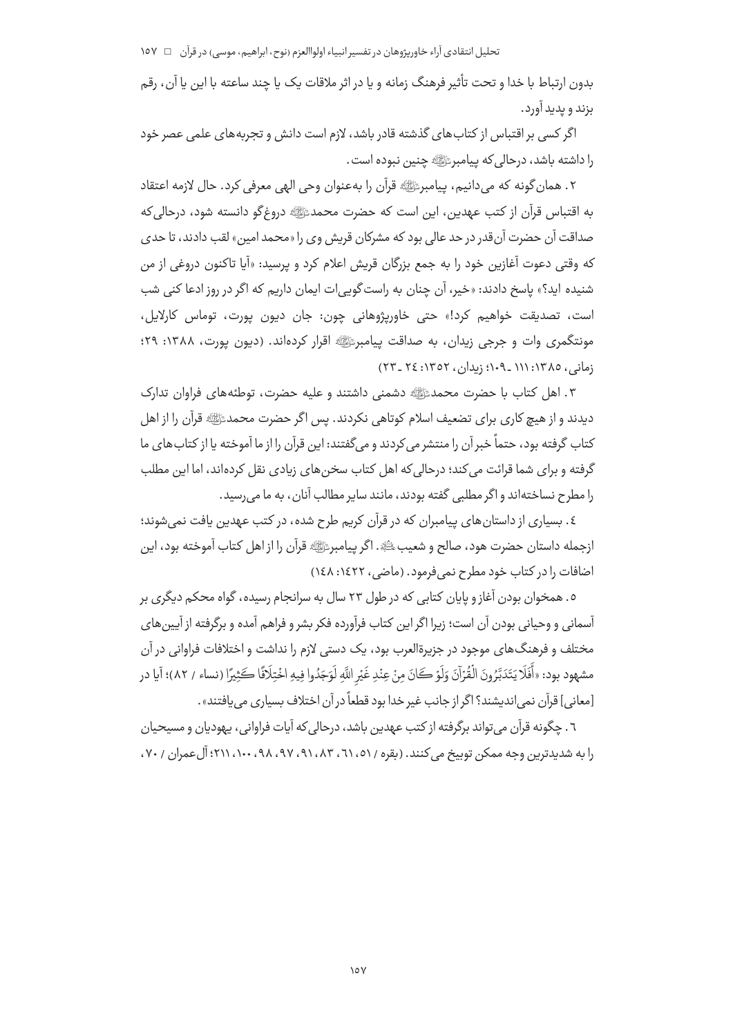بدون ارتباط با خدا و تحت تأثیر فرهنگ زمانه و یا در اثر ملاقات یک یا چند ساعته با این یا آن، رقم بزند و پدید آورد.

اگر کسی بر اقتباس از کتاب‌های گذشته قادر باشد، لازم است دانش و تجربه‌های علمی عصر خود را داشته باشد، درحالی‌که پیامبرﷺ چنین نبوده است.

۲. همان‌گونه که می‌دانیم، پیامبرﷺ قرآن را به‌عنوان وحی الهی معرفی کرد. حال لازمه اعتقاد به اقتباس قرآن از کتب عهدین، این است که حضرت محمدﷺ دروغ‌گو دانسته شود، درحالی‌که صداقت آن حضرت آن‌قدر در حد عالی بود که مشرکان قریش وی را «محمد امین» لقب دادند، تا حدی که وقتی دعوت آغازین خود را به جمع بزرگان قریش اعلام کرد و پرسید: «آیا تاکنون دروغی از من شنیده اید؟» پاسخ دادند: «خیر، آن چنان به راست‌گویی‌ات ایمان داریم که اگر در روز ادعا کنی شب است، تصدیقت خواهیم کرد!» حتی خاورپژوهانی چون: جان دیون پورت، توماس کارلایل، مونتگمری وات و جرجی زیدان، به صداقت پیامبرﷺ اقرار کرده‌اند. (دیون پورت، ۱۳۸۸: ۲۹؛ زمانی، ۱۳۸۵: ۱۱۱ ـ ۱۰۹؛ زیدان، ۱۳۵۲: ۲٤ ـ ۲۳)

۳. اهل کتاب با حضرت محمدﷺ دشمنی داشتند و علیه حضرت، توطئه‌های فراوان تدارک دیدند و از هیچ کاری برای تضعیف اسلام کوتاهی نکردند. پس اگر حضرت محمدﷺ قرآن را از اهل کتاب گرفته بود، حتماً خبر آن را منتشر می‌کردند و می‌گفتند: این قرآن را از ما آموخته یا از کتاب‌های ما گرفته و برای شما قرائت می‌کند؛ درحالی‌که اهل کتاب سخن‌های زیادی نقل کرده‌اند، اما این مطلب را مطرح نساخته‌اند و اگر مطلبی گفته بودند، مانند سایر مطالب آنان، به ما می‌رسید.

٤. بسیاری از داستان‌های پیامبران که در قرآن کریم طرح شده، در کتب عهدین یافت نمی‌شوند؛ ازجمله داستان حضرت هود، صالح و شعیبﷺ. اگر پیامبرﷺ قرآن را از اهل کتاب آموخته بود، این اضافات را در کتاب خود مطرح نمی‌فرمود. (ماضی، ۱٤۲۲: ۱٤۸)

۵. همخوان بودن آغاز و پایان کتابی که در طول ۲۳ سال به سرانجام رسیده، گواه محکم دیگری بر آسمانی و وحیانی بودن آن است؛ زیرا اگر این کتاب فرآورده فکر بشر و فراهم آمده و برگرفته از آیین‌های مختلف و فرهنگ‌های موجود در جزیرةالعرب بود، یک دستی لازم را نداشت و اختلافات فراوانی در آن مشهود بود: «أَفَلَا يَتَدَبَّرُونَ الْقُرْآنَ وَلَوْ كَانَ مِنْ عِنْدِ غَيْرِ اللَّهِ لَوَجَدُوا فِيهِ اخْتِلَافًا كَثِيرًا (نساء / ۸۲)؛ آیا در [معانی] قرآن نمی‌اندیشند؟ اگر از جانب غیر خدا بود قطعاً در آن اختلاف بسیاری می‌یافتند».

٦. چگونه قرآن می‌تواند برگرفته از کتب عهدین باشد، درحالی‌که آیات فراوانی، یهودیان و مسیحیان را به شدیدترین وجه ممکن توبیخ می‌کنند. (بقره / ۵۱، ٦۱، ۸۳، ۹۱، ۹۷، ۹۸، ۱۰۰، ۲۱۱؛ آل‌عمران / ۷۰،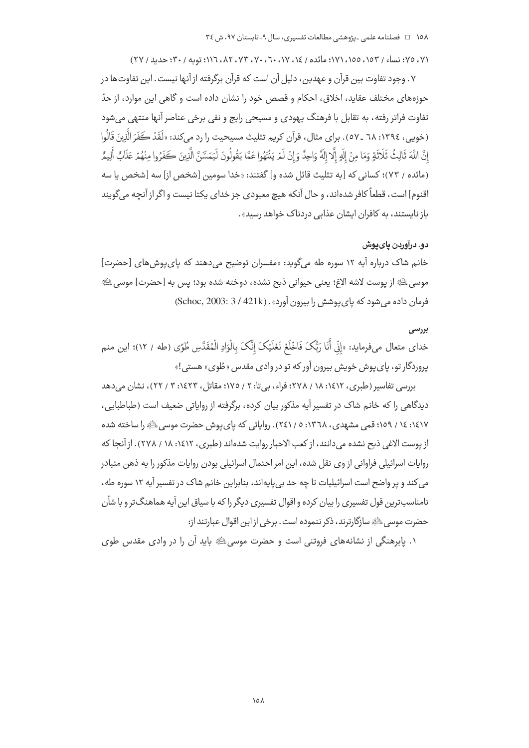٧١، ٧٥؛ نساء / ١٥٣، ١٥٥، ١٧١؛ مائده / ١٤، ١٧، ٦٠، ٧٠، ٧٣، ٨٢، ١١٦؛ توبه / ٣٠؛ حدید / ٢٧)

٧. وجود تفاوت بین قرآن و عهدین، دلیل آن است که قرآن برگرفته از آنها نیست. این تفاوت‌ها در حوزه‌های مختلف عقاید، اخلاق، احکام و قصص خود را نشان داده است و گاهی این موارد، از حدّ تفاوت فراتر رفته، به تقابل با فرهنگ یهودی و مسیحی رایج و نفی برخی عناصر آنها منتهی می‌شود (خویی، ١٣٩٤: ٦٨ ـ ٥٧). برای مثال، قرآن کریم تثلیث مسیحیت را رد می‌کند: «لَقَدْ كَفَرَ الَّذِينَ قَالُوا إِنَّ اللَّهَ ثَالِثُ ثَلَاثَةٍ وَمَا مِنْ إِلَٰهٍ إِلَّا إِلَٰهٌ وَاحِدٌ وَإِنْ لَمْ يَنْتَهُوا عَمَّا يَقُولُونَ لَيَمَسَّنَّ الَّذِينَ كَفَرُوا مِنْهُمْ عَذَابٌ أَلِيمٌ» (مائده / ٧٣)؛ کسانی که [به تثلیث قائل شده و] گفتند: «خدا سومین [شخص از] سه [شخص یا سه اقنوم] است، قطعاً کافر شده‌اند، و حال آنکه هیچ معبودی جز خدای یکتا نیست و اگر از آنچه می‌گویند باز نایستند، به کافران ایشان عذابی دردناک خواهد رسید».

### دو. درآوردن پای‌پوش

خانم شاک درباره آیه ١٢ سوره طه می‌گوید: «مفسران توضیح می‌دهند که پای‌پوش‌های [حضرت] موسی ﷺ از پوست لاشه الاغ؛ یعنی حیوانی ذبح نشده، دوخته شده بود؛ پس به [حضرت] موسی ﷺ فرمان داده می‌شود که پای‌پوشش را بیرون آورد». (Schoc, 2003: 3 / 421k)

#### بررسی

خدای متعال می‌فرماید: «إِنِّي أَنَا رَبُّكَ فَاخْلَعْ نَعْلَيْكَ إِنَّكَ بِالْوَادِ الْمُقَدَّسِ طُوًى (طه / ١٢)؛ این منم پروردگار تو، پای‌پوش خویش بیرون آور که تو در وادی مقدس «طُوی» هستی!»

بررسی تفاسیر (طبری، ١٤١٢: ١٨ / ٢٧٨؛ فراء، بی‌تا: ٢ / ١٧٥؛ مقاتل، ١٤٢٣: ٣ / ٢٢)، نشان می‌دهد دیدگاهی را که خانم شاک در تفسیر آیه مذکور بیان کرده، برگرفته از روایاتی ضعیف است (طباطبایی، ١٤١٧: ١٤ / ١٥٩؛ قمی مشهدی، ١٣٦٨: ٥ / ٢٤١). روایاتی که پای‌پوش حضرت موسی ﷺ را ساخته شده از پوست الاغی ذبح نشده می‌دانند، از کعب الاحبار روایت شده‌اند (طبری، ١٤١٢: ١٨ / ٢٧٨). از آنجا که روایات اسرائیلی فراوانی از وی نقل شده، این امر احتمال اسرائیلی بودن روایات مذکور را به ذهن متبادر می‌کند و پر واضح است اسرائیلیات تا چه حد بی‌پایه‌اند، بنابراین خانم شاک در تفسیر آیه ١٢ سوره طه، نامناسب‌ترین قول تفسیری را بیان کرده و اقوال تفسیری دیگر را که با سیاق این آیه هماهنگ‌تر و با شأن حضرت موسی ﷺ سازگارترند، ذکر ننموده است. برخی از این اقوال عبارتند از:

١. پابرهنگی از نشانه‌های فروتنی است و حضرت موسی ﷺ باید آن را در وادی مقدس طوی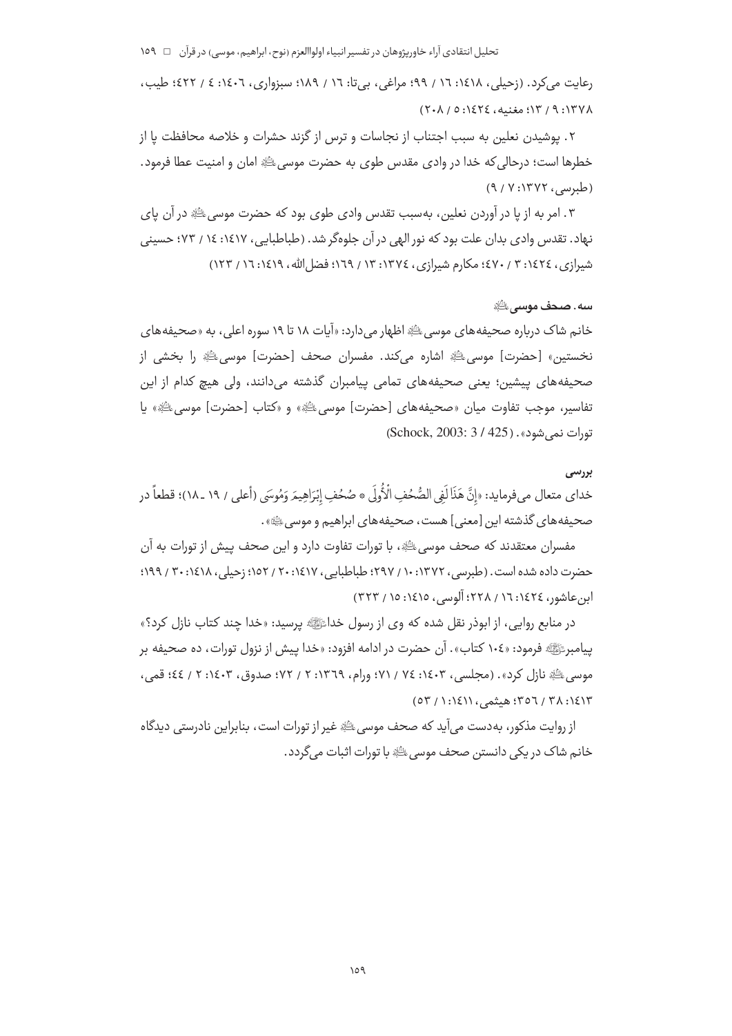رعایت می‌کرد. (زحیلی، ١٤١٨: ١٦ / ٩٩؛ مراغی، بی‌تا: ١٦ / ١٨٩؛ سبزواری، ١٤٠٦: ٤ / ٤٢٢؛ طیب، ١٣٧٨: ٩ / ١٣؛ مغنیه، ١٤٢٤: ٥ / ٢٠٨)

٢. پوشیدن نعلین به سبب اجتناب از نجاسات و ترس از گزند حشرات و خلاصه محافظت پا از خطرها است؛ درحالی‌که خدا در وادی مقدس طوی به حضرت موسی علیه السلام امان و امنیت عطا فرمود. (طبرسی، ١٣٧٢: ٧ / ٩)

٣. امر به از پا درآوردن نعلین، به‌سبب تقدس وادی طوی بود که حضرت موسی علیه السلام در آن پای نهاد. تقدس وادی بدان علت بود که نور الهی در آن جلوه‌گر شد. (طباطبایی، ١٤١٧: ١٤ / ٧٣؛ حسینی شیرازی، ١٤٢٤: ٣ / ٤٧٠؛ مکارم شیرازی، ١٣٧٤: ١٣ / ١٦٩؛ فضل‌الله، ١٤١٩: ١٦ / ١٢٣)

### سه. صحف موسی علیه السلام

خانم شاک درباره صحیفه‌های موسی علیه السلام اظهار می‌دارد: «آیات ١٨ تا ١٩ سوره اعلی، به «صحیفه‌های نخستین» [حضرت] موسی علیه السلام اشاره می‌کند. مفسران صحف [حضرت] موسی علیه السلام را بخشی از صحیفه‌های پیشین؛ یعنی صحیفه‌های تمامی پیامبران گذشته می‌دانند، ولی هیچ کدام از این تفاسیر، موجب تفاوت میان «صحیفه‌های [حضرت] موسی علیه السلام» و «کتاب [حضرت] موسی علیه السلام» یا تورات نمی‌شود». (Schock, 2003: 3 / 425)

#### بررسی

خدای متعال می‌فرماید: «إِنَّ هَذَا لَفِي الصُّحُفِ الْأُولَى * صُحُفِ إِبْرَاهِيمَ وَمُوسَى (أعلی / ١٩ ـ ١٨)؛ قطعاً در صحیفه‌های گذشته این [معنی] هست، صحیفه‌های ابراهیم و موسی علیه السلام».

مفسران معتقدند که صحف موسی علیه السلام، با تورات تفاوت دارد و این صحف پیش از تورات به آن حضرت داده شده است. (طبرسی، ١٣٧٢: ١٠ / ٢٩٧؛ طباطبایی، ١٤١٧: ٢٠ / ١٥٢؛ زحیلی، ١٤١٨: ٣٠ / ١٩٩؛ ابن‌عاشور، ١٤٢٤: ١٦ / ٢٢٨؛ آلوسی، ١٤١٥: ١٥ / ٣٢٣)

در منابع روایی، از ابوذر نقل شده که وی از رسول خدا صلی الله علیه و آله پرسید: «خدا چند کتاب نازل کرد؟» پیامبر صلی الله علیه و آله فرمود: «١٠٤ کتاب». آن حضرت در ادامه افزود: «خدا پیش از نزول تورات، ده صحیفه بر موسی علیه السلام نازل کرد». (مجلسی، ١٤٠٣: ٧٤ / ٧١؛ ورام، ١٣٦٩: ٢ / ٧٢؛ صدوق، ١٤٠٣: ٢ / ٤٤؛ قمی، ١٤١٣: ٣٨ / ٣٥٦؛ هیثمی، ١٤١١: ١ / ٥٣)

از روایت مذکور، به‌دست می‌آید که صحف موسی علیه السلام غیر از تورات است، بنابراین نادرستی دیدگاه خانم شاک در یکی دانستن صحف موسی علیه السلام با تورات اثبات می‌گردد.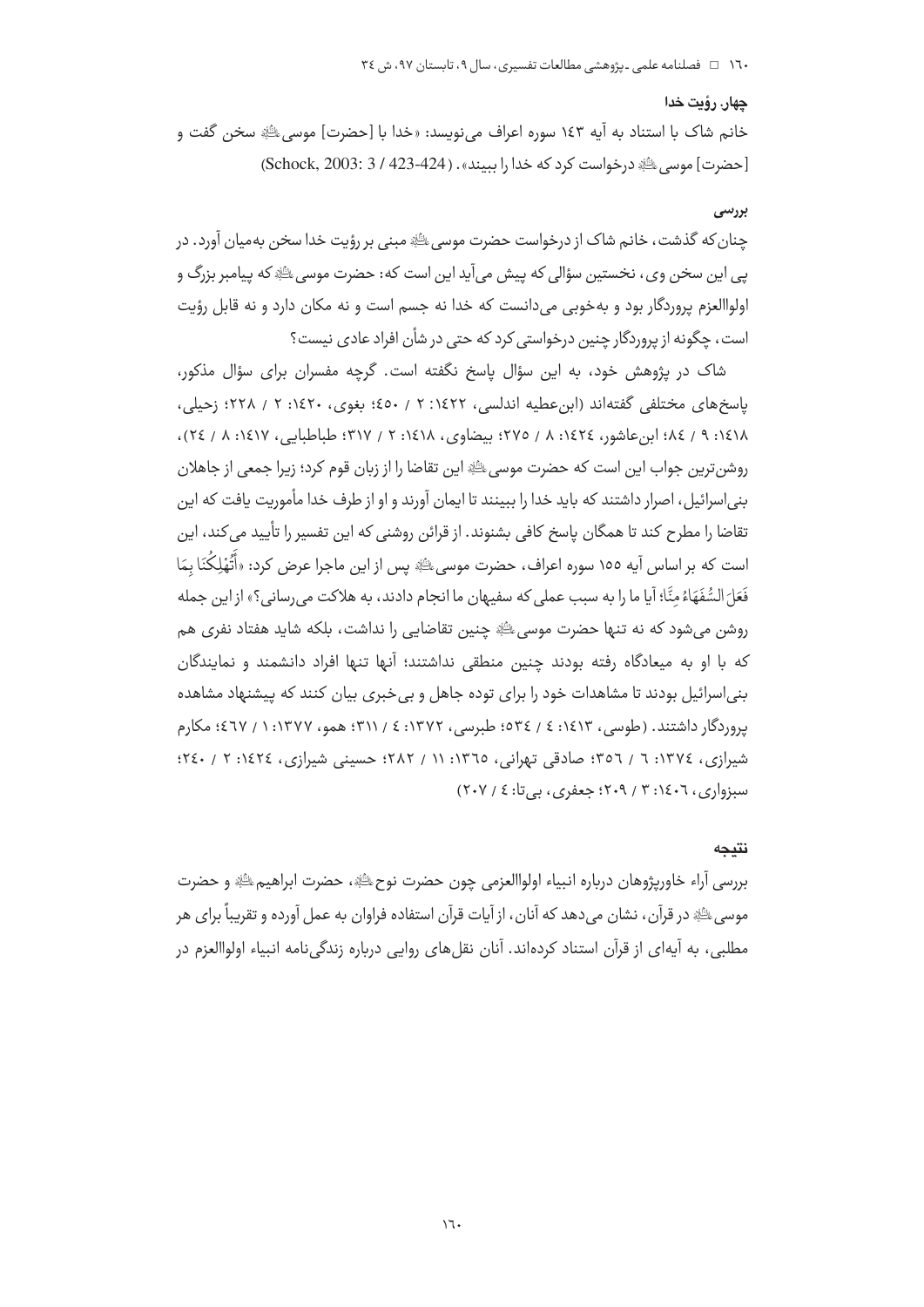### چهار. رؤیت خدا

خانم شاک با استناد به آیه ۱۴۳ سوره اعراف می‌نویسد: «خدا با [حضرت] موسی ﷺ سخن گفت و [حضرت] موسی ﷺ درخواست کرد که خدا را ببیند». (Schock, 2003: 3 / 423-424)

#### بررسی

چنان‌که گذشت، خانم شاک از درخواست حضرت موسی ﷺ مبنی بر رؤیت خدا سخن به‌میان آورد. در پی این سخن وی، نخستین سؤالی که پیش می‌آید این است که: حضرت موسی ﷺ که پیامبر بزرگ و اولواالعزم پروردگار بود و به‌خوبی می‌دانست که خدا نه جسم است و نه مکان دارد و نه قابل رؤیت است، چگونه از پروردگار چنین درخواستی کرد که حتی در شأن افراد عادی نیست؟

شاک در پژوهش خود، به این سؤال پاسخ نگفته است. گرچه مفسران برای سؤال مذکور، پاسخ‌های مختلفی گفته‌اند (ابن‌عطیه اندلسی، ۱۴۲۲: ۲ / ۴۵۰؛ بغوی، ۱۴۲۰: ۲ / ۲۲۸؛ زحیلی، ۱۴۱۸: ۹ / ۸۴؛ ابن‌عاشور، ۱۴۲۴: ۸ / ۲۷۵؛ بیضاوی، ۱۴۱۸: ۲ / ۳۱۷؛ طباطبایی، ۱۴۱۷: ۸ / ۲۴)، روشن‌ترین جواب این است که حضرت موسی ﷺ این تقاضا را از زبان قوم کرد؛ زیرا جمعی از جاهلان بنی‌اسرائیل، اصرار داشتند که باید خدا را ببینند تا ایمان آورند و او از طرف خدا مأموریت یافت که این تقاضا را مطرح کند تا همگان پاسخ کافی بشنوند. از قرائن روشنی که این تفسیر را تأیید می‌کند، این است که بر اساس آیه ۱۵۵ سوره اعراف، حضرت موسی ﷺ پس از این ماجرا عرض کرد: «أَتُهْلِكُنَا بِمَا فَعَلَ السُّفَهَاءُ مِنَّا؛ آیا ما را به سبب عملی که سفیهان ما انجام دادند، به هلاکت می‌رسانی؟» از این جمله روشن می‌شود که نه تنها حضرت موسی ﷺ چنین تقاضایی را نداشت، بلکه شاید هفتاد نفری هم که با او به میعادگاه رفته بودند چنین منطقی نداشتند؛ آنها تنها افراد دانشمند و نمایندگان بنی‌اسرائیل بودند تا مشاهدات خود را برای توده جاهل و بی‌خبری بیان کنند که پیشنهاد مشاهده پروردگار داشتند. (طوسی، ۱۴۱۳: ۴ / ۵۳۴؛ طبرسی، ۱۳۷۲: ۴ / ۳۱۱؛ همو، ۱۳۷۷: ۱ / ۴۶۷؛ مکارم شیرازی، ۱۳۷۴: ۶ / ۳۵۶؛ صادقی تهرانی، ۱۳۶۵: ۱۱ / ۲۸۲؛ حسینی شیرازی، ۱۴۲۴: ۲ / ۲۴۰؛ سبزواری، ۱۴۰۶: ۳ / ۲۰۹؛ جعفری، بی‌تا: ۴ / ۲۰۷)

#### نتیجه

بررسی آراء خاورپژوهان درباره انبیاء اولواالعزمی چون حضرت نوح ﷺ، حضرت ابراهیم ﷺ و حضرت موسی ﷺ در قرآن، نشان می‌دهد که آنان، از آیات قرآن استفاده فراوان به عمل آورده و تقریباً برای هر مطلبی، به آیه‌ای از قرآن استناد کرده‌اند. آنان نقل‌های روایی درباره زندگی‌نامه انبیاء اولواالعزم در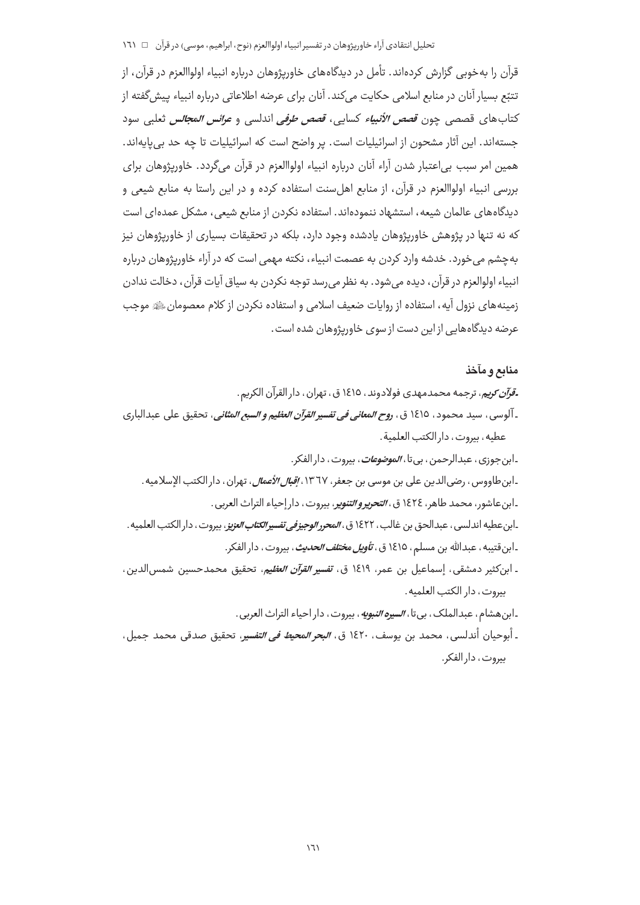قرآن را به‌خوبی گزارش کرده‌اند. تأمل در دیدگاه‌های خاورپژوهان درباره انبیاء اولواالعزم در قرآن، از تتبّع بسیار آنان در منابع اسلامی حکایت می‌کند. آنان برای عرضه اطلاعاتی درباره انبیاء پیش‌گفته از کتاب‌های قصصی چون *قصص الأنبیاء* کسایی، *قصص طرفی* اندلسی و *عرائس المجالس* ثعلبی سود جسته‌اند. این آثار مشحون از اسرائیلیات است. پر واضح است که اسرائیلیات تا چه حد بی‌پایه‌اند. همین امر سبب بی‌اعتبار شدن آراء آنان درباره انبیاء اولواالعزم در قرآن می‌گردد. خاورپژوهان برای بررسی انبیاء اولواالعزم در قرآن، از منابع اهل‌سنت استفاده کرده و در این راستا به منابع شیعی و دیدگاه‌های عالمان شیعه، استشهاد ننموده‌اند. استفاده نکردن از منابع شیعی، مشکل عمده‌ای است که نه تنها در پژوهش خاورپژوهان یادشده وجود دارد، بلکه در تحقیقات بسیاری از خاورپژوهان نیز به‌چشم می‌خورد. خدشه وارد کردن به عصمت انبیاء، نکته مهمی است که در آراء خاورپژوهان درباره انبیاء اولوالعزم در قرآن، دیده می‌شود. به نظر می‌رسد توجه نکردن به سیاق آیات قرآن، دخالت ندادن زمینه‌های نزول آیه، استفاده از روایات ضعیف اسلامی و استفاده نکردن از کلام معصومان ﷺ موجب عرضه دیدگاه‌هایی از این دست از سوی خاورپژوهان شده است.

## منابع و مآخذ

- *قرآن کریم*، ترجمه محمدمهدی فولادوند، ۱٤۱۵ ق، تهران، دار القرآن الکریم.
- آلوسی، سید محمود، ۱٤۱۵ ق، *روح المعانی فی تفسیر القرآن العظیم و السبع المثانی*، تحقیق علی عبدالباری عطیه، بیروت، دار الکتب العلمیة.
- ابن‌جوزی، عبدالرحمن، بی‌تا، *الموضوعات*، بیروت، دار الفکر.
- ابن‌طاووس، رضی‌الدین علی بن موسی بن جعفر، ۱۳٦۷، *إقبال الأعمال*، تهران، دار الکتب الإسلامیه.
- ابن‌عاشور، محمد طاهر، ۱٤۲٤ ق، *التحریر و التنویر*، بیروت، دار إحیاء التراث العربی.
- ابن‌عطیه اندلسی، عبدالحق بن غالب، ۱٤۲۲ ق، *المحرر الوجیز فی تفسیر الکتاب العزیز*، بیروت، دار الکتب العلمیه.
- ابن‌قتیبه، عبدالله بن مسلم، ۱٤۱۵ ق، *تأویل مختلف الحدیث*، بیروت، دار الفکر.
- ابن‌کثیر دمشقی، إسماعیل بن عمر، ۱٤۱۹ ق، *تفسیر القرآن العظیم*، تحقیق محمدحسین شمس‌الدین، بیروت، دار الکتب العلمیه.
- ابن‌هشام، عبدالملک، بی‌تا، *السیره النبویه*، بیروت، دار احیاء التراث العربی.
- أبوحیان أندلسی، محمد بن یوسف، ۱٤۲۰ ق، *البحر المحیط فی التفسیر*، تحقیق صدقی محمد جمیل، بیروت، دار الفکر.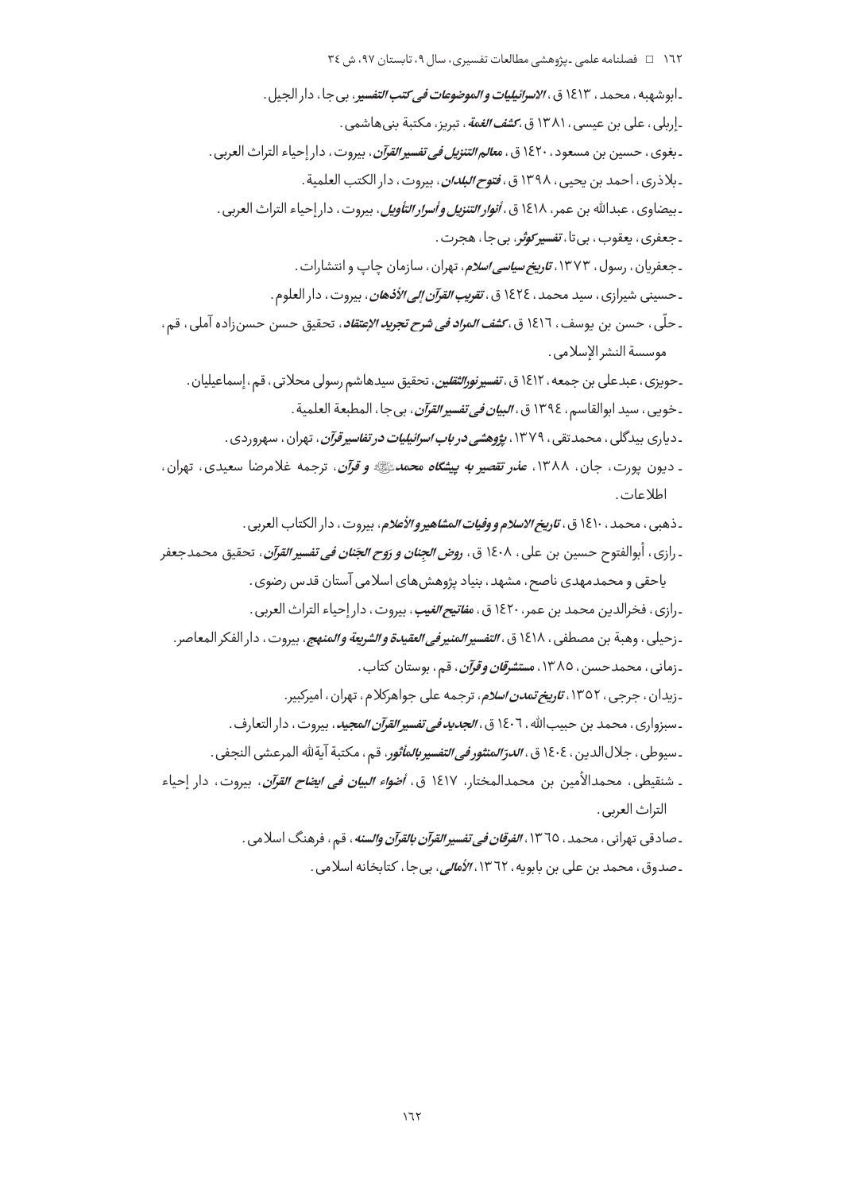ـ ابوشهبه، محمد، ۱۴۱۳ ق، *الاسرائیلیات و الموضوعات فی کتب التفسیر*، بی‌جا، دار الجیل.

ـ إربلی، علی بن عیسی، ۱۳۸۱ ق، *کشف الغمة*، تبریز، مکتبة بنی‌هاشمی.

ـ بغوی، حسین بن مسعود، ۱۴۲۰ ق، *معالم التنزیل فی تفسیر القرآن*، بیروت، دار إحیاء التراث العربی.

ـ بلاذری، احمد بن یحیی، ۱۳۹۸ ق، *فتوح البلدان*، بیروت، دار الکتب العلمیة.

ـ بیضاوی، عبدالله بن عمر، ۱۴۱۸ ق، *أنوار التنزیل و أسرار التأویل*، بیروت، دار إحیاء التراث العربی.

ـ جعفری، یعقوب، بی‌تا، *تفسیر کوثر*، بی‌جا، هجرت.

ـ جعفریان، رسول، ۱۳۷۳، *تاریخ سیاسی اسلام*، تهران، سازمان چاپ و انتشارات.

ـ حسینی شیرازی، سید محمد، ۱۴۲۴ ق، *تقریب القرآن إلی الأذهان*، بیروت، دار العلوم.

ـ حلّی، حسن بن یوسف، ۱۴۱۶ ق، *کشف المراد فی شرح تجرید الإعتقاد*، تحقیق حسن حسن‌زاده آملی، قم، موسسة النشر الإسلامی.

ـ حویزی، عبدعلی بن جمعه، ۱۴۱۲ ق، *تفسیر نورالثقلین*، تحقیق سیدهاشم رسولی محلاتی، قم، إسماعیلیان.

ـ خویی، سید ابوالقاسم، ۱۳۹۴ ق، *البیان فی تفسیر القرآن*، بی‌جا، المطبعة العلمیة.

ـ دیاری بیدگلی، محمدتقی، ۱۳۷۹، *پژوهشی در باب اسرائیلیات در تفاسیر قرآن*، تهران، سهروردی.

ـ دیون پورت، جان، ۱۳۸۸، *عذر تقصیر به پیشگاه محمد* ﷺ *و قرآن*، ترجمه غلامرضا سعیدی، تهران، اطلاعات.

ـ ذهبی، محمد، ۱۴۱۰ ق، *تاریخ الاسلام و وفیات المشاهیر و الأعلام*، بیروت، دار الکتاب العربی.

ـ رازی، أبوالفتوح حسین بن علی، ۱۴۰۸ ق، *روض الجِنان و رَوح الجَنان فی تفسیر القرآن*، تحقیق محمدجعفر یاحقی و محمدمهدی ناصح، مشهد، بنیاد پژوهش‌های اسلامی آستان قدس رضوی.

ـ رازی، فخرالدین محمد بن عمر، ۱۴۲۰ ق، *مفاتیح الغیب*، بیروت، دار إحیاء التراث العربی.

ـ زحیلی، وهبة بن مصطفی، ۱۴۱۸ ق، *التفسیر المنیر فی العقیدة و الشریعة و المنهج*، بیروت، دار الفکر المعاصر.

ـ زمانی، محمدحسن، ۱۳۸۵، *مستشرقان و قرآن*، قم، بوستان کتاب.

ـ زیدان، جرجی، ۱۳۵۲، *تاریخ تمدن اسلام*، ترجمه علی جواهرکلام، تهران، امیرکبیر.

ـ سبزواری، محمد بن حبیب‌الله، ۱۴۰۶ ق، *الجدید فی تفسیر القرآن المجید*، بیروت، دار التعارف.

ـ سیوطی، جلال‌الدین، ۱۴۰۴ ق، *الدرّ المنثور فی التفسیر بالمأثور*، قم، مکتبة آیة‌الله المرعشی النجفی.

ـ شنقیطی، محمدالأمین بن محمدالمختار، ۱۴۱۷ ق، *أضواء البیان فی ایضاح القرآن*، بیروت، دار إحیاء التراث العربی.

ـ صادقی تهرانی، محمد، ۱۳۶۵، *الفرقان فی تفسیر القرآن بالقرآن والسنه*، قم، فرهنگ اسلامی.

ـ صدوق، محمد بن علی بن بابویه، ۱۳۶۲، *الأمالی*، بی‌جا، کتابخانه اسلامی.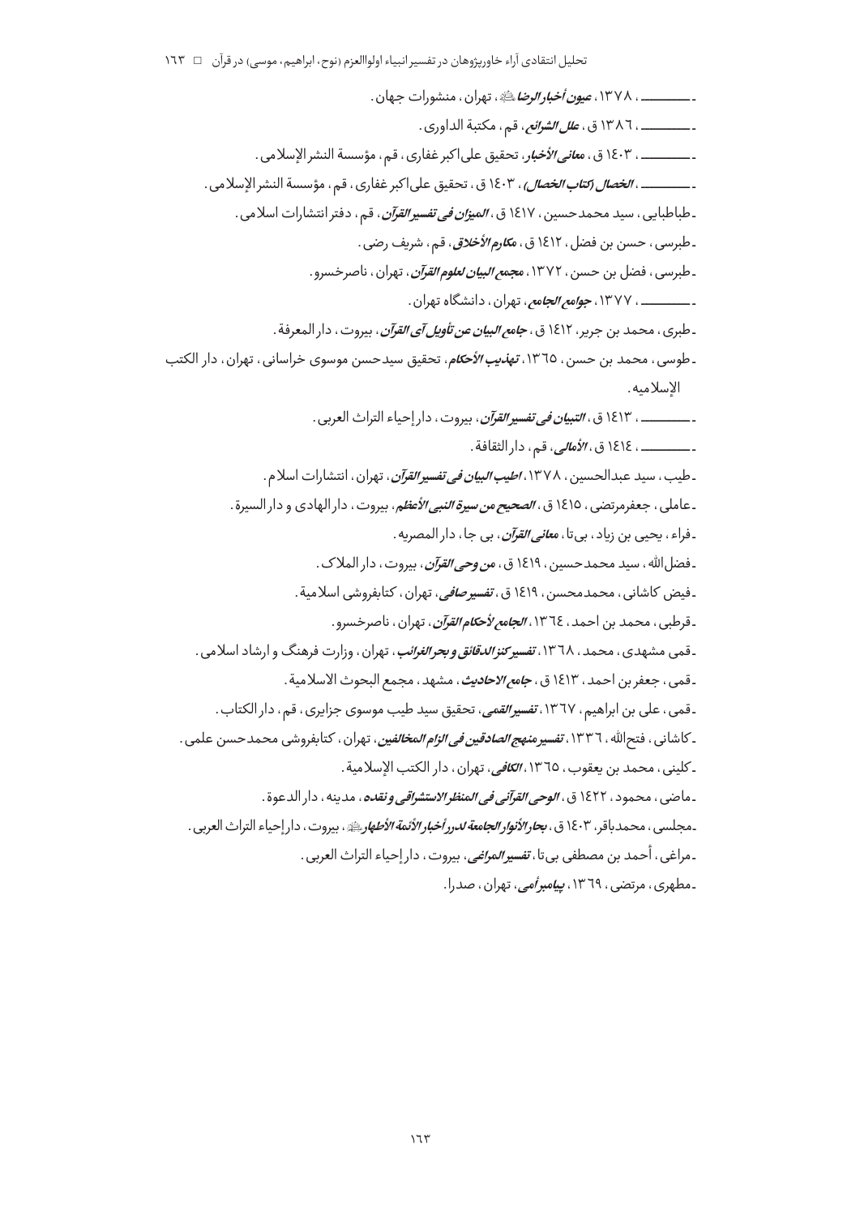- ـــــــــــ ، ۱۳۷۸، *عیون أخبار الرضا*ﷺ، تهران، منشورات جهان.
- ـــــــــــ ، ۱۳۸٦ ق، *علل الشرائع*، قم، مکتبة الداوری.
- ـــــــــــ ، ۱٤۰۳ ق، *معانی الأخبار*، تحقیق علی‌اکبر غفاری، قم، مؤسسة النشر الإسلامی.
- ـــــــــــ ، *الخصال (کتاب الخصال)*، ۱٤۰۳ ق، تحقیق علی‌اکبر غفاری، قم، مؤسسة النشر الإسلامی.
- طباطبایی، سید محمدحسین، ۱٤۱۷ ق، *المیزان فی تفسیر القرآن*، قم، دفتر انتشارات اسلامی.
- طبرسی، حسن بن فضل، ۱٤۱۲ ق، *مکارم الأخلاق*، قم، شریف رضی.
- طبرسی، فضل بن حسن، ۱۳۷۲، *مجمع البیان لعلوم القرآن*، تهران، ناصرخسرو.
- ـــــــــــ ، ۱۳۷۷، *جوامع الجامع*، تهران، دانشگاه تهران.
- طبری، محمد بن جریر، ۱٤۱۲ ق، *جامع البیان عن تأویل آی القرآن*، بیروت، دار المعرفة.
- طوسی، محمد بن حسن، ۱۳٦٥، *تهذیب الأحکام*، تحقیق سیدحسن موسوی خراسانی، تهران، دار الکتب الإسلامیه.
- ـــــــــــ ، ۱٤۱۳ ق، *التبیان فی تفسیر القرآن*، بیروت، دار إحیاء التراث العربی.
- ـــــــــــ ، ۱٤۱٤ ق، *الأمالی*، قم، دار الثقافة.
- طیب، سید عبدالحسین، ۱۳۷۸، *اطیب البیان فی تفسیر القرآن*، تهران، انتشارات اسلام.
- عاملی، جعفرمرتضی، ۱٤۱٥ ق، *الصحیح من سیرة النبی الأعظم*، بیروت، دار الهادی و دار السیرة.
- فراء، یحیی بن زیاد، بی‌تا، *معانی القرآن*، بی جا، دار المصریه.
- فضل‌الله، سید محمدحسین، ۱٤۱۹ ق، *من وحی القرآن*، بیروت، دار الملاک.
- فیض کاشانی، محمدمحسن، ۱٤۱۹ ق، *تفسیر صافی*، تهران، کتابفروشی اسلامیة.
- قرطبی، محمد بن احمد، ۱۳٦٤، *الجامع لأحکام القرآن*، تهران، ناصرخسرو.
- قمی مشهدی، محمد، ۱۳٦۸، *تفسیر کنز الدقائق و بحر الغرائب*، تهران، وزارت فرهنگ و ارشاد اسلامی.
- قمی، جعفر بن احمد، ۱٤۱۳ ق، *جامع الاحادیث*، مشهد، مجمع البحوث الاسلامیة.
- قمی، علی بن ابراهیم، ۱۳٦۷، *تفسیر القمی*، تحقیق سید طیب موسوی جزایری، قم، دار الکتاب.
- کاشانی، فتح‌الله، ۱۳۳٦، *تفسیر منهج الصادقین فی الزام المخالفین*، تهران، کتابفروشی محمدحسن علمی.
- کلینی، محمد بن یعقوب، ۱۳٦٥، *الکافی*، تهران، دار الکتب الإسلامیة.
- ماضی، محمود، ۱٤۲۲ ق، *الوحی القرآنی فی المنظر الاستشراقی و نقده*، مدینه، دار الدعوة.
- مجلسی، محمدباقر، ۱٤۰۳ ق، *بحار الأنوار الجامعة لدرر أخبار الأئمة الأطهار*ﷺ، بیروت، دار إحیاء التراث العربی.
- مراغی، أحمد بن مصطفی بی‌تا، *تفسیر المراغی*، بیروت، دار إحیاء التراث العربی.
- مطهری، مرتضی، ۱۳٦۹، *پیامبر اُمی*، تهران، صدرا.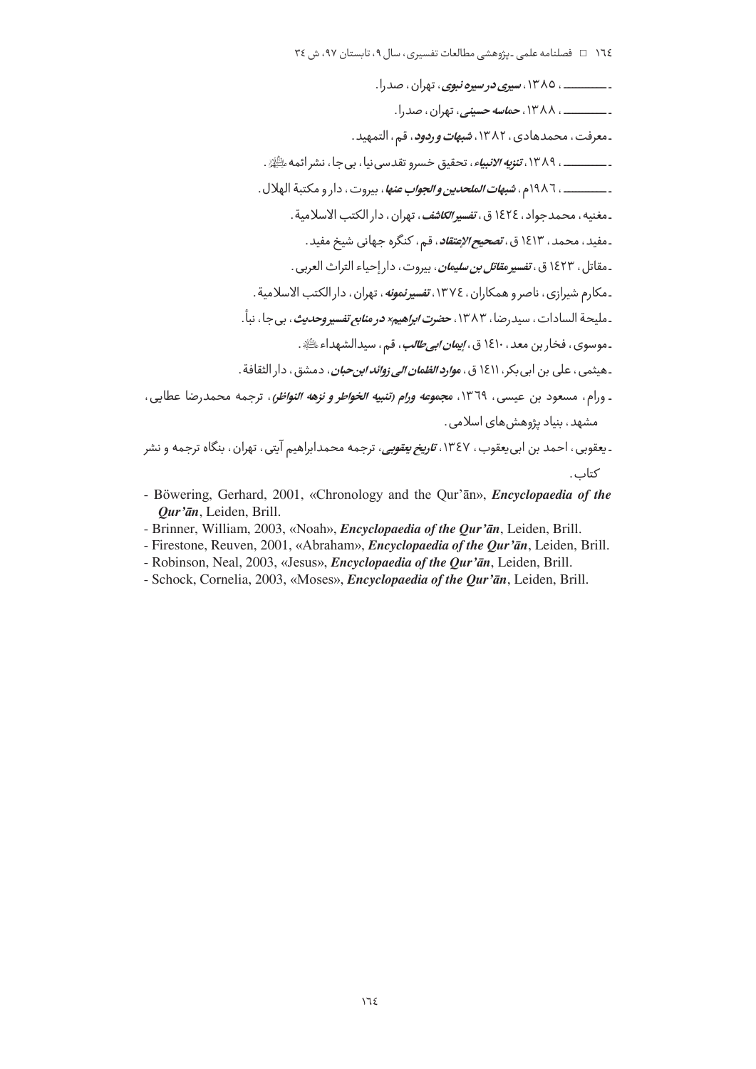- ــــــــــ ، ۱۳۸۵، ***سیری در سیره نبوی***، تهران، صدرا.

- ــــــــــ ، ۱۳۸۸، ***حماسه حسینی***، تهران، صدرا.

- معرفت، محمدهادی، ۱۳۸۲، ***شبهات و ردود***، قم، التمهید.

- ــــــــــ ، ۱۳۸۹، ***تنزیه الانبیاء***، تحقیق خسرو تقدسی نیا، بی جا، نشر ائمه علیهم‌السلام.

- ــــــــــ ، ۱۹۸۶م، ***شبهات الملحدین و الجواب عنها***، بیروت، دار و مکتبة الهلال.

- مغنیه، محمدجواد، ۱٤۲٤ ق، ***تفسیر الکاشف***، تهران، دار الکتب الاسلامیة.

- مفید، محمد، ۱٤۱۳ ق، ***تصحیح الإعتقاد***، قم، کنگره جهانی شیخ مفید.

- مقاتل، ۱٤۲۳ ق، ***تفسیر مقاتل بن سلیمان***، بیروت، دار إحیاء التراث العربی.

- مکارم شیرازی، ناصر و همکاران، ۱۳۷٤، ***تفسیر نمونه***، تهران، دار الکتب الاسلامیة.

- ملیحة السادات، سیدرضا، ۱۳۸۳، ***حضرت ابراهیم× در منابع تفسیر و حدیث***، بی جا، نبأ.

- موسوی، فخار بن معد، ۱٤۱۰ ق، ***ایمان ابی طالب***، قم، سیدالشهداء علیه‌السلام.

- هیثمی، علی بن ابی بکر، ۱٤۱۱ ق، ***موارد الظمان الی زوائد ابن حبان***، دمشق، دار الثقافة.

- ورام، مسعود بن عیسی، ۱۳٦۹، ***مجموعه ورام (تنبیه الخواطر و نزهه النواظر)***، ترجمه محمدرضا عطایی، مشهد، بنیاد پژوهش‌های اسلامی.

- یعقوبی، احمد بن ابی یعقوب، ۱۳٤۷، ***تاریخ یعقوبی***، ترجمه محمدابراهیم آیتی، تهران، بنگاه ترجمه و نشر کتاب.

- Böwering, Gerhard, 2001, «Chronology and the Qur'ān», ***Encyclopaedia of the Qur'ān***, Leiden, Brill.
- Brinner, William, 2003, «Noah», ***Encyclopaedia of the Qur'ān***, Leiden, Brill.
- Firestone, Reuven, 2001, «Abraham», ***Encyclopaedia of the Qur'ān***, Leiden, Brill.
- Robinson, Neal, 2003, «Jesus», ***Encyclopaedia of the Qur'ān***, Leiden, Brill.
- Schock, Cornelia, 2003, «Moses», ***Encyclopaedia of the Qur'ān***, Leiden, Brill.